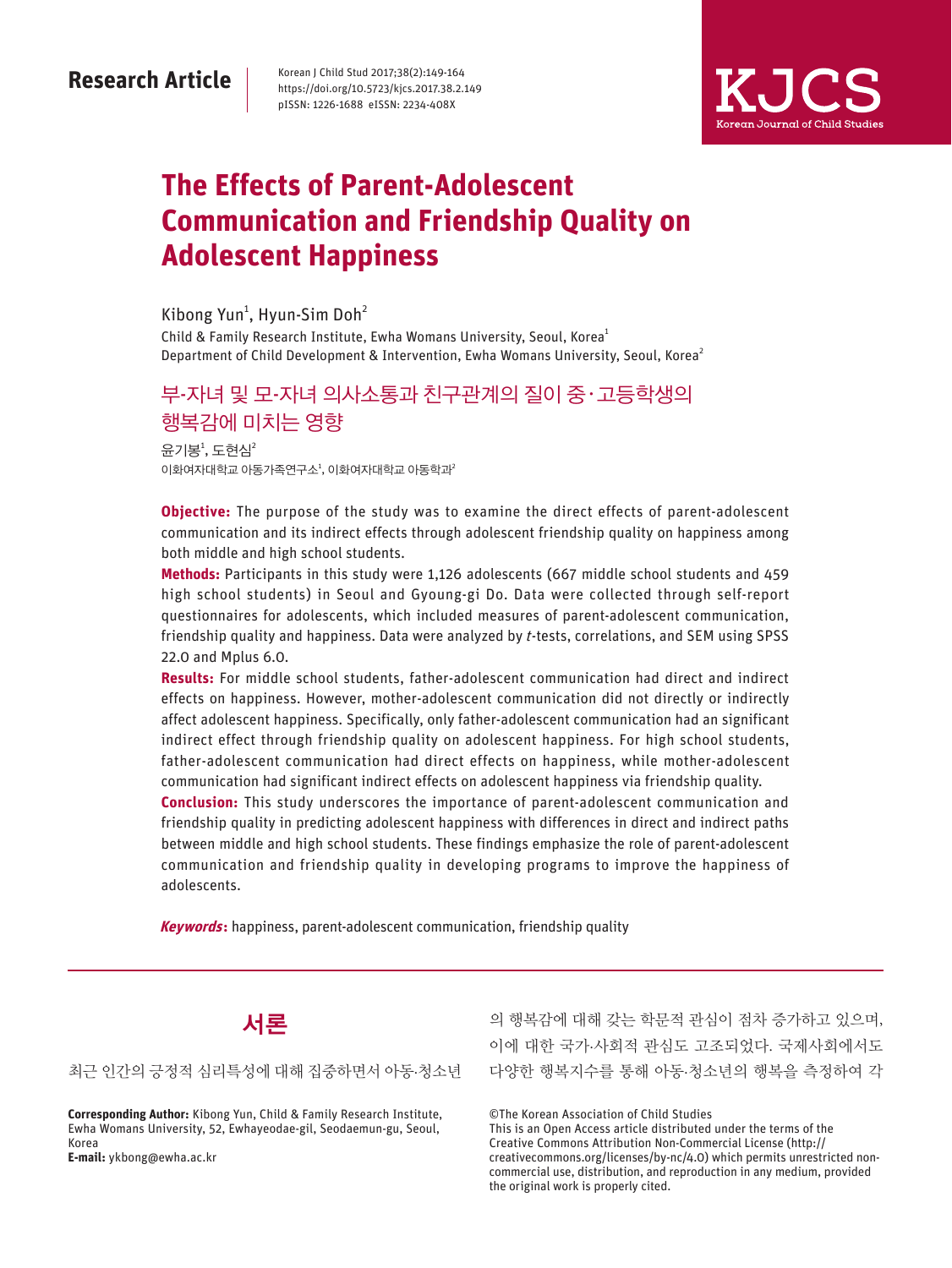Research Article

Korean J Child Stud 2017;38(2):149-164
https://doi.org/10.5723/kjcs.2017.38.2.149
pISSN: 1226-1688 eISSN: 2234-408X

# The Effects of Parent-Adolescent Communication and Friendship Quality on Adolescent Happiness

Kibong Yun[1], Hyun-Sim Doh[2]

Child & Family Research Institute, Ewha Womans University, Seoul, Korea[1]
Department of Child Development & Intervention, Ewha Womans University, Seoul, Korea[2]

# 부-자녀 및 모-자녀 의사소통과 친구관계의 질이 중·고등학생의 행복감에 미치는 영향

윤기봉[1], 도현심[2]

이화여자대학교 아동가족연구소[1], 이화여자대학교 아동학과[2]

**Objective:** The purpose of the study was to examine the direct effects of parent-adolescent communication and its indirect effects through adolescent friendship quality on happiness among both middle and high school students.

**Methods:** Participants in this study were 1,126 adolescents (667 middle school students and 459 high school students) in Seoul and Gyoung-gi Do. Data were collected through self-report questionnaires for adolescents, which included measures of parent-adolescent communication, friendship quality and happiness. Data were analyzed by *t*-tests, correlations, and SEM using SPSS 22.0 and Mplus 6.0.

**Results:** For middle school students, father-adolescent communication had direct and indirect effects on happiness. However, mother-adolescent communication did not directly or indirectly affect adolescent happiness. Specifically, only father-adolescent communication had an significant indirect effect through friendship quality on adolescent happiness. For high school students, father-adolescent communication had direct effects on happiness, while mother-adolescent communication had significant indirect effects on adolescent happiness via friendship quality.

**Conclusion:** This study underscores the importance of parent-adolescent communication and friendship quality in predicting adolescent happiness with differences in direct and indirect paths between middle and high school students. These findings emphasize the role of parent-adolescent communication and friendship quality in developing programs to improve the happiness of adolescents.

***Keywords*:** happiness, parent-adolescent communication, friendship quality

## 서론

최근 인간의 긍정적 심리특성에 대해 집중하면서 아동·청소년의 행복감에 대해 갖는 학문적 관심이 점차 증가하고 있으며, 이에 대한 국가·사회적 관심도 고조되었다. 국제사회에서도 다양한 행복지수를 통해 아동·청소년의 행복을 측정하여 각

**Corresponding Author:** Kibong Yun, Child & Family Research Institute, Ewha Womans University, 52, Ewhayeodae-gil, Seodaemun-gu, Seoul, Korea
**E-mail:** ykbong@ewha.ac.kr

©The Korean Association of Child Studies
This is an Open Access article distributed under the terms of the Creative Commons Attribution Non-Commercial License (http://creativecommons.org/licenses/by-nc/4.0) which permits unrestricted non-commercial use, distribution, and reproduction in any medium, provided the original work is properly cited.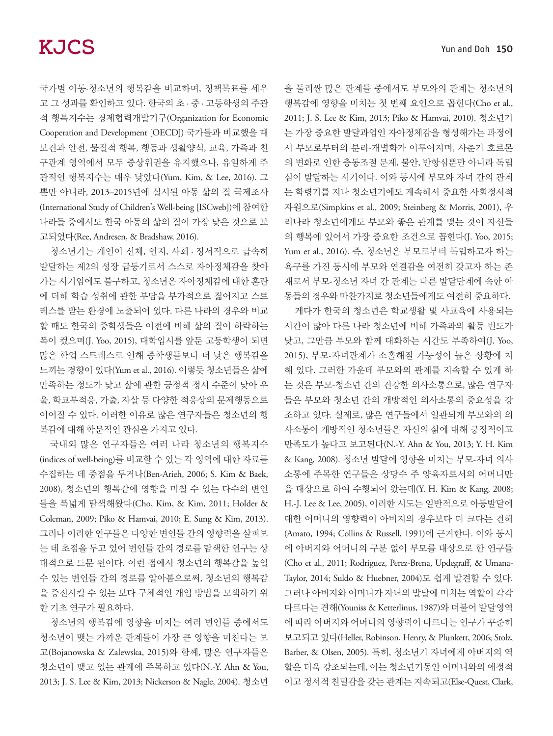국가별 아동·청소년의 행복감을 비교하며, 정책목표를 세우고 그 성과를 확인하고 있다. 한국의 초·중·고등학생의 주관적 행복지수는 경제협력개발기구(Organization for Economic Cooperation and Development [OECD]) 국가들과 비교했을 때 보건과 안전, 물질적 행복, 행동과 생활양식, 교육, 가족과 친구관계 영역에서 모두 중상위권을 유지했으나, 유일하게 주관적인 행복지수는 매우 낮았다(Yum, Kim, & Lee, 2016). 그뿐만 아니라, 2013–2015년에 실시된 아동 삶의 질 국제조사(International Study of Children's Well-being [ISCweb])에 참여한 나라들 중에서도 한국 아동의 삶의 질이 가장 낮은 것으로 보고되었다(Ree, Andresen, & Bradshaw, 2016).

청소년기는 개인이 신체, 인지, 사회·정서적으로 급속히 발달하는 제2의 성장 급등기로서 스스로 자아정체감을 찾아가는 시기임에도 불구하고, 청소년은 자아정체감에 대한 혼란에 더해 학습 성취에 관한 부담을 부가적으로 짊어지고 스트레스를 받는 환경에 노출되어 있다. 다른 나라의 경우와 비교할 때도 한국의 중학생들은 이전에 비해 삶의 질이 하락하는 폭이 컸으며(J. Yoo, 2015), 대학입시를 앞둔 고등학생이 되면 많은 학업 스트레스로 인해 중학생들보다 더 낮은 행복감을 느끼는 경향이 있다(Yum et al., 2016). 이렇듯 청소년들은 삶에 만족하는 정도가 낮고 삶에 관한 긍정적 정서 수준이 낮아 우울, 학교부적응, 가출, 자살 등 다양한 적응상의 문제행동으로 이어질 수 있다. 이러한 이유로 많은 연구자들은 청소년의 행복감에 대해 학문적인 관심을 가지고 있다.

국내외 많은 연구자들은 여러 나라 청소년의 행복지수(indices of well-being)를 비교할 수 있는 각 영역에 대한 자료를 수집하는 데 중점을 두거나(Ben-Arieh, 2006; S. Kim & Baek, 2008), 청소년의 행복감에 영향을 미칠 수 있는 다수의 변인들을 폭넓게 탐색해왔다(Cho, Kim, & Kim, 2011; Holder & Coleman, 2009; Piko & Hamvai, 2010; E. Sung & Kim, 2013). 그러나 이러한 연구들은 다양한 변인들 간의 영향력을 살펴보는 데 초점을 두고 있어 변인들 간의 경로를 탐색한 연구는 상대적으로 드문 편이다. 이런 점에서 청소년의 행복감을 높일 수 있는 변인들 간의 경로를 알아봄으로써, 청소년의 행복감을 증진시킬 수 있는 보다 구체적인 개입 방법을 모색하기 위한 기초 연구가 필요하다.

청소년의 행복감에 영향을 미치는 여러 변인들 중에서도 청소년이 맺는 가까운 관계들이 가장 큰 영향을 미친다는 보고(Bojanowska & Zalewska, 2015)와 함께, 많은 연구자들은 청소년이 맺고 있는 관계에 주목하고 있다(N.-Y. Ahn & You, 2013; J. S. Lee & Kim, 2013; Nickerson & Nagle, 2004). 청소년을 둘러싼 많은 관계들 중에서도 부모와의 관계는 청소년의 행복감에 영향을 미치는 첫 번째 요인으로 꼽힌다(Cho et al., 2011; J. S. Lee & Kim, 2013; Piko & Hamvai, 2010). 청소년기는 가장 중요한 발달과업인 자아정체감을 형성해가는 과정에서 부모로부터의 분리-개별화가 이루어지며, 사춘기 호르몬의 변화로 인한 충동조절 문제, 불안, 반항심뿐만 아니라 독립심이 발달하는 시기이다. 이와 동시에 부모와 자녀 간의 관계는 학령기를 지나 청소년기에도 계속해서 중요한 사회정서적 자원으로(Simpkins et al., 2009; Steinberg & Morris, 2001), 우리나라 청소년에게도 부모와 좋은 관계를 맺는 것이 자신들의 행복에 있어서 가장 중요한 조건으로 꼽힌다(J. Yoo, 2015; Yum et al., 2016). 즉, 청소년은 부모로부터 독립하고자 하는 욕구를 가진 동시에 부모와 연결감을 여전히 갖고자 하는 존재로서 부모-청소년 자녀 간 관계는 다른 발달단계에 속한 아동들의 경우와 마찬가지로 청소년들에게도 여전히 중요하다.

게다가 한국의 청소년은 학교생활 및 사교육에 사용되는 시간이 많아 다른 나라 청소년에 비해 가족과의 활동 빈도가 낮고, 그만큼 부모와 함께 대화하는 시간도 부족하여(J. Yoo, 2015), 부모-자녀관계가 소홀해질 가능성이 높은 상황에 처해 있다. 그러한 가운데 부모와의 관계를 지속할 수 있게 하는 것은 부모-청소년 간의 건강한 의사소통으로, 많은 연구자들은 부모와 청소년 간의 개방적인 의사소통의 중요성을 강조하고 있다. 실제로, 많은 연구들에서 일관되게 부모와의 의사소통이 개방적인 청소년들은 자신의 삶에 대해 긍정적이고 만족도가 높다고 보고된다(N.-Y. Ahn & You, 2013; Y. H. Kim & Kang, 2008). 청소년 발달에 영향을 미치는 부모-자녀 의사소통에 주목한 연구들은 상당수 주 양육자로서의 어머니만을 대상으로 하여 수행되어 왔는데(Y. H. Kim & Kang, 2008; H.-J. Lee & Lee, 2005), 이러한 시도는 일반적으로 아동발달에 대한 어머니의 영향력이 아버지의 경우보다 더 크다는 견해(Amato, 1994; Collins & Russell, 1991)에 근거한다. 이와 동시에 아버지와 어머니의 구분 없이 부모를 대상으로 한 연구들(Cho et al., 2011; Rodríguez, Perez-Brena, Updegraff, & Umana-Taylor, 2014; Suldo & Huebner, 2004)도 쉽게 발견할 수 있다. 그러나 아버지와 어머니가 자녀의 발달에 미치는 역할이 각각 다르다는 견해(Youniss & Ketterlinus, 1987)와 더불어 발달영역에 따라 아버지와 어머니의 영향력이 다르다는 연구가 꾸준히 보고되고 있다(Heller, Robinson, Henry, & Plunkett, 2006; Stolz, Barber, & Olsen, 2005). 특히, 청소년기 자녀에게 아버지의 역할은 더욱 강조되는데, 이는 청소년기동안 어머니와의 애정적이고 정서적 친밀감을 갖는 관계는 지속되고(Else-Quest, Clark,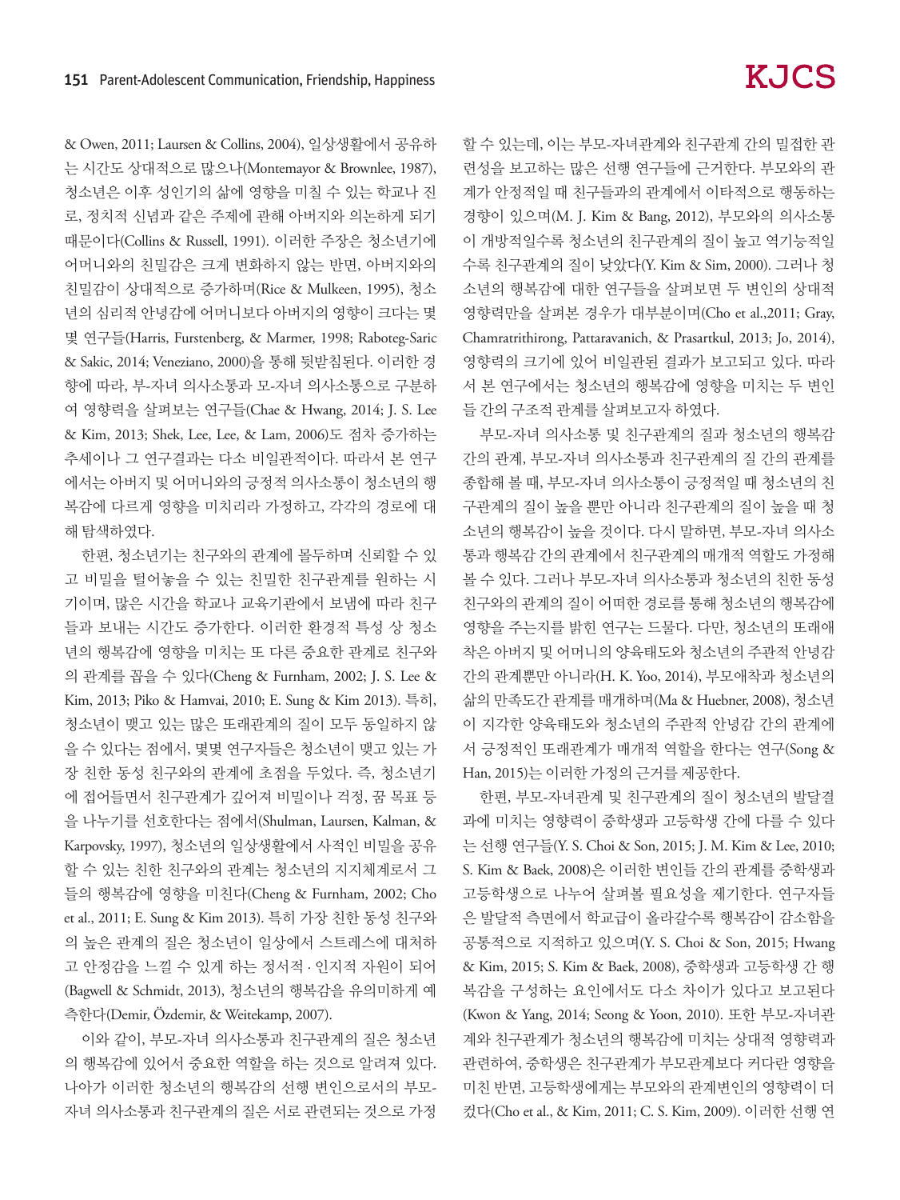& Owen, 2011; Laursen & Collins, 2004), 일상생활에서 공유하는 시간도 상대적으로 많으나(Montemayor & Brownlee, 1987), 청소년은 이후 성인기의 삶에 영향을 미칠 수 있는 학교나 진로, 정치적 신념과 같은 주제에 관해 아버지와 의논하게 되기 때문이다(Collins & Russell, 1991). 이러한 주장은 청소년기에 어머니와의 친밀감은 크게 변화하지 않는 반면, 아버지와의 친밀감이 상대적으로 증가하며(Rice & Mulkeen, 1995), 청소년의 심리적 안녕감에 어머니보다 아버지의 영향이 크다는 몇몇 연구들(Harris, Furstenberg, & Marmer, 1998; Raboteg-Saric & Sakic, 2014; Veneziano, 2000)을 통해 뒷받침된다. 이러한 경향에 따라, 부-자녀 의사소통과 모-자녀 의사소통으로 구분하여 영향력을 살펴보는 연구들(Chae & Hwang, 2014; J. S. Lee & Kim, 2013; Shek, Lee, Lee, & Lam, 2006)도 점차 증가하는 추세이나 그 연구결과는 다소 비일관적이다. 따라서 본 연구에서는 아버지 및 어머니와의 긍정적 의사소통이 청소년의 행복감에 다르게 영향을 미치리라 가정하고, 각각의 경로에 대해 탐색하였다.

한편, 청소년기는 친구와의 관계에 몰두하며 신뢰할 수 있고 비밀을 털어놓을 수 있는 친밀한 친구관계를 원하는 시기이며, 많은 시간을 학교나 교육기관에서 보냄에 따라 친구들과 보내는 시간도 증가한다. 이러한 환경적 특성 상 청소년의 행복감에 영향을 미치는 또 다른 중요한 관계로 친구와의 관계를 꼽을 수 있다(Cheng & Furnham, 2002; J. S. Lee & Kim, 2013; Piko & Hamvai, 2010; E. Sung & Kim 2013). 특히, 청소년이 맺고 있는 많은 또래관계의 질이 모두 동일하지 않을 수 있다는 점에서, 몇몇 연구자들은 청소년이 맺고 있는 가장 친한 동성 친구와의 관계에 초점을 두었다. 즉, 청소년기에 접어들면서 친구관계가 깊어져 비밀이나 걱정, 꿈 목표 등을 나누기를 선호한다는 점에서(Shulman, Laursen, Kalman, & Karpovsky, 1997), 청소년의 일상생활에서 사적인 비밀을 공유할 수 있는 친한 친구와의 관계는 청소년의 지지체계로서 그들의 행복감에 영향을 미친다(Cheng & Furnham, 2002; Cho et al., 2011; E. Sung & Kim 2013). 특히 가장 친한 동성 친구와의 높은 관계의 질은 청소년이 일상에서 스트레스에 대처하고 안정감을 느낄 수 있게 하는 정서적 · 인지적 자원이 되어(Bagwell & Schmidt, 2013), 청소년의 행복감을 유의미하게 예측한다(Demir, Özdemir, & Weitekamp, 2007).

이와 같이, 부모-자녀 의사소통과 친구관계의 질은 청소년의 행복감에 있어서 중요한 역할을 하는 것으로 알려져 있다. 나아가 이러한 청소년의 행복감의 선행 변인으로서의 부모-자녀 의사소통과 친구관계의 질은 서로 관련되는 것으로 가정할 수 있는데, 이는 부모-자녀관계와 친구관계 간의 밀접한 관련성을 보고하는 많은 선행 연구들에 근거한다. 부모와의 관계가 안정적일 때 친구들과의 관계에서 이타적으로 행동하는 경향이 있으며(M. J. Kim & Bang, 2012), 부모와의 의사소통이 개방적일수록 청소년의 친구관계의 질이 높고 역기능적일수록 친구관계의 질이 낮았다(Y. Kim & Sim, 2000). 그러나 청소년의 행복감에 대한 연구들을 살펴보면 두 변인의 상대적 영향력만을 살펴본 경우가 대부분이며(Cho et al.,2011; Gray, Chamratrithirong, Pattaravanich, & Prasartkul, 2013; Jo, 2014), 영향력의 크기에 있어 비일관된 결과가 보고되고 있다. 따라서 본 연구에서는 청소년의 행복감에 영향을 미치는 두 변인들 간의 구조적 관계를 살펴보고자 하였다.

부모-자녀 의사소통 및 친구관계의 질과 청소년의 행복감 간의 관계, 부모-자녀 의사소통과 친구관계의 질 간의 관계를 종합해 볼 때, 부모-자녀 의사소통이 긍정적일 때 청소년의 친구관계의 질이 높을 뿐만 아니라 친구관계의 질이 높을 때 청소년의 행복감이 높을 것이다. 다시 말하면, 부모-자녀 의사소통과 행복감 간의 관계에서 친구관계의 매개적 역할도 가정해 볼 수 있다. 그러나 부모-자녀 의사소통과 청소년의 친한 동성 친구와의 관계의 질이 어떠한 경로를 통해 청소년의 행복감에 영향을 주는지를 밝힌 연구는 드물다. 다만, 청소년의 또래애착은 아버지 및 어머니의 양육태도와 청소년의 주관적 안녕감 간의 관계뿐만 아니라(H. K. Yoo, 2014), 부모애착과 청소년의 삶의 만족도간 관계를 매개하며(Ma & Huebner, 2008), 청소년이 지각한 양육태도와 청소년의 주관적 안녕감 간의 관계에서 긍정적인 또래관계가 매개적 역할을 한다는 연구(Song & Han, 2015)는 이러한 가정의 근거를 제공한다.

한편, 부모-자녀관계 및 친구관계의 질이 청소년의 발달결과에 미치는 영향력이 중학생과 고등학생 간에 다를 수 있다는 선행 연구들(Y. S. Choi & Son, 2015; J. M. Kim & Lee, 2010; S. Kim & Baek, 2008)은 이러한 변인들 간의 관계를 중학생과 고등학생으로 나누어 살펴볼 필요성을 제기한다. 연구자들은 발달적 측면에서 학교급이 올라갈수록 행복감이 감소함을 공통적으로 지적하고 있으며(Y. S. Choi & Son, 2015; Hwang & Kim, 2015; S. Kim & Baek, 2008), 중학생과 고등학생 간 행복감을 구성하는 요인에서도 다소 차이가 있다고 보고된다(Kwon & Yang, 2014; Seong & Yoon, 2010). 또한 부모-자녀관계와 친구관계가 청소년의 행복감에 미치는 상대적 영향력과 관련하여, 중학생은 친구관계가 부모관계보다 커다란 영향을 미친 반면, 고등학생에게는 부모와의 관계변인의 영향력이 더 컸다(Cho et al., & Kim, 2011; C. S. Kim, 2009). 이러한 선행 연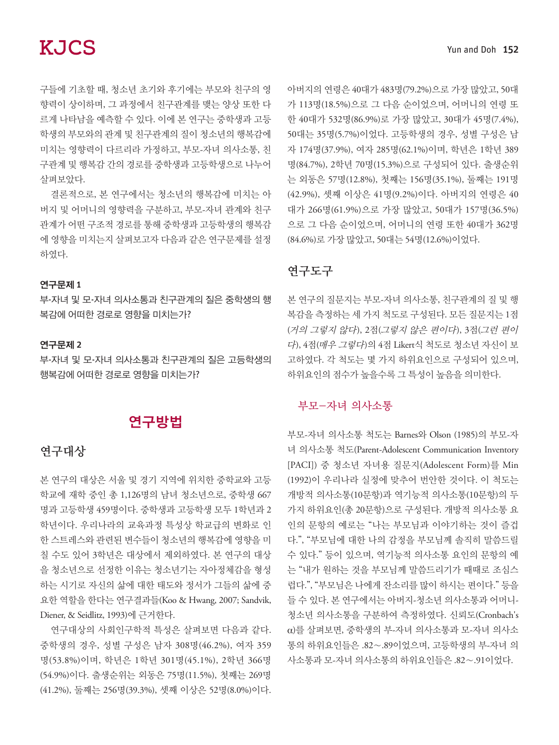구들에 기초할 때, 청소년 초기와 후기에는 부모와 친구의 영향력이 상이하며, 그 과정에서 친구관계를 맺는 양상 또한 다르게 나타남을 예측할 수 있다. 이에 본 연구는 중학생과 고등학생의 부모와의 관계 및 친구관계의 질이 청소년의 행복감에 미치는 영향력이 다르리라 가정하고, 부모-자녀 의사소통, 친구관계 및 행복감 간의 경로를 중학생과 고등학생으로 나누어 살펴보았다.

결론적으로, 본 연구에서는 청소년의 행복감에 미치는 아버지 및 어머니의 영향력을 구분하고, 부모-자녀 관계와 친구관계가 어떤 구조적 경로를 통해 중학생과 고등학생의 행복감에 영향을 미치는지 살펴보고자 다음과 같은 연구문제를 설정하였다.

**연구문제 1**

부-자녀 및 모-자녀 의사소통과 친구관계의 질은 중학생의 행복감에 어떠한 경로로 영향을 미치는가?

**연구문제 2**

부-자녀 및 모-자녀 의사소통과 친구관계의 질은 고등학생의 행복감에 어떠한 경로로 영향을 미치는가?

# 연구방법

## 연구대상

본 연구의 대상은 서울 및 경기 지역에 위치한 중학교와 고등학교에 재학 중인 총 1,126명의 남녀 청소년으로, 중학생 667명과 고등학생 459명이다. 중학생과 고등학생 모두 1학년과 2학년이다. 우리나라의 교육과정 특성상 학교급의 변화로 인한 스트레스와 관련된 변수들이 청소년의 행복감에 영향을 미칠 수도 있어 3학년은 대상에서 제외하였다. 본 연구의 대상을 청소년으로 선정한 이유는 청소년기는 자아정체감을 형성하는 시기로 자신의 삶에 대한 태도와 정서가 그들의 삶에 중요한 역할을 한다는 연구결과들(Koo & Hwang, 2007; Sandvik, Diener, & Seidlitz, 1993)에 근거한다.

연구대상의 사회인구학적 특성은 살펴보면 다음과 같다. 중학생의 경우, 성별 구성은 남자 308명(46.2%), 여자 359명(53.8%)이며, 학년은 1학년 301명(45.1%), 2학년 366명(54.9%)이다. 출생순위는 외동은 75명(11.5%), 첫째는 269명(41.2%), 둘째는 256명(39.3%), 셋째 이상은 52명(8.0%)이다. 아버지의 연령은 40대가 483명(79.2%)으로 가장 많았고, 50대가 113명(18.5%)으로 그 다음 순이었으며, 어머니의 연령 또한 40대가 532명(86.9%)로 가장 많았고, 30대가 45명(7.4%), 50대는 35명(5.7%)이었다. 고등학생의 경우, 성별 구성은 남자 174명(37.9%), 여자 285명(62.1%)이며, 학년은 1학년 389명(84.7%), 2학년 70명(15.3%)으로 구성되어 있다. 출생순위는 외동은 57명(12.8%), 첫째는 156명(35.1%), 둘째는 191명(42.9%), 셋째 이상은 41명(9.2%)이다. 아버지의 연령은 40대가 266명(61.9%)으로 가장 많았고, 50대가 157명(36.5%)으로 그 다음 순이었으며, 어머니의 연령 또한 40대가 362명(84.6%)로 가장 많았고, 50대는 54명(12.6%)이었다.

## 연구도구

본 연구의 질문지는 부모-자녀 의사소통, 친구관계의 질 및 행복감을 측정하는 세 가지 척도로 구성된다. 모든 질문지는 1점(*거의 그렇지 않다*), 2점(*그렇지 않은 편이다*), 3점(*그런 편이다*), 4점(*매우 그렇다*)의 4점 Likert식 척도로 청소년 자신이 보고하였다. 각 척도는 몇 가지 하위요인으로 구성되어 있으며, 하위요인의 점수가 높을수록 그 특성이 높음을 의미한다.

### 부모–자녀 의사소통

부모-자녀 의사소통 척도는 Barnes와 Olson (1985)의 부모-자녀 의사소통 척도(Parent-Adolescent Communication Inventory [PACI]) 중 청소년 자녀용 질문지(Adolescent Form)를 Min (1992)이 우리나라 실정에 맞추어 번안한 것이다. 이 척도는 개방적 의사소통(10문항)과 역기능적 의사소통(10문항)의 두 가지 하위요인(총 20문항)으로 구성된다. 개방적 의사소통 요인의 문항의 예로는 "나는 부모님과 이야기하는 것이 즐겁다.", "부모님에 대한 나의 감정을 부모님께 솔직히 말씀드릴 수 있다." 등이 있으며, 역기능적 의사소통 요인의 문항의 예는 "내가 원하는 것을 부모님께 말씀드리기가 때때로 조심스럽다.", "부모님은 나에게 잔소리를 많이 하시는 편이다." 등을 들 수 있다. 본 연구에서는 아버지-청소년 의사소통과 어머니-청소년 의사소통을 구분하여 측정하였다. 신뢰도(Cronbach's α)를 살펴보면, 중학생의 부-자녀 의사소통과 모-자녀 의사소통의 하위요인들은 .82~.89이었으며, 고등학생의 부-자녀 의사소통과 모-자녀 의사소통의 하위요인들은 .82~.91이었다.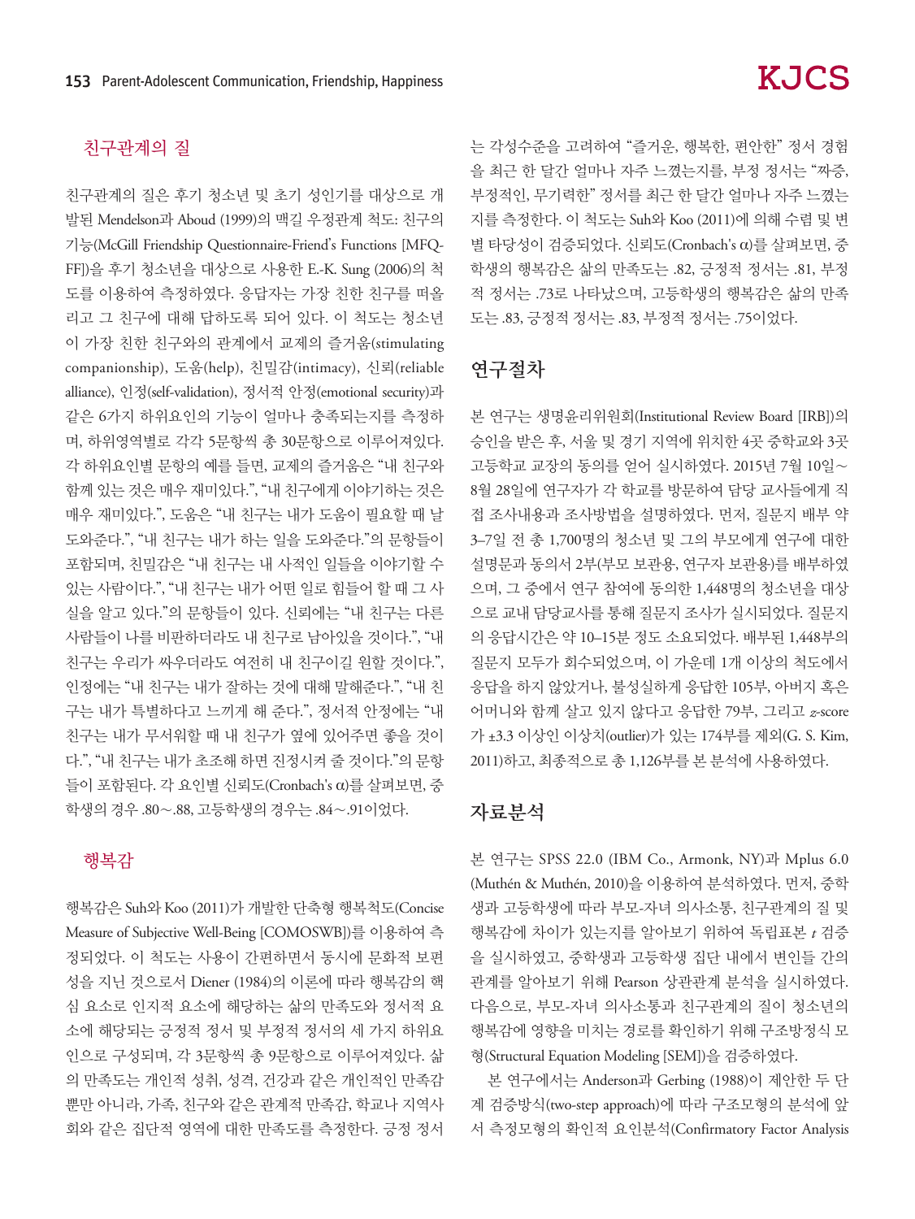### 친구관계의 질

친구관계의 질은 후기 청소년 및 초기 성인기를 대상으로 개발된 Mendelson과 Aboud (1999)의 맥길 우정관계 척도: 친구의 기능(McGill Friendship Questionnaire-Friend's Functions [MFQ-FF])을 후기 청소년을 대상으로 사용한 E.-K. Sung (2006)의 척도를 이용하여 측정하였다. 응답자는 가장 친한 친구를 떠올리고 그 친구에 대해 답하도록 되어 있다. 이 척도는 청소년이 가장 친한 친구와의 관계에서 교제의 즐거움(stimulating companionship), 도움(help), 친밀감(intimacy), 신뢰(reliable alliance), 인정(self-validation), 정서적 안정(emotional security)과 같은 6가지 하위요인의 기능이 얼마나 충족되는지를 측정하며, 하위영역별로 각각 5문항씩 총 30문항으로 이루어져있다. 각 하위요인별 문항의 예를 들면, 교제의 즐거움은 "내 친구와 함께 있는 것은 매우 재미있다.", "내 친구에게 이야기하는 것은 매우 재미있다.", 도움은 "내 친구는 내가 도움이 필요할 때 날 도와준다.", "내 친구는 내가 하는 일을 도와준다."의 문항들이 포함되며, 친밀감은 "내 친구는 내 사적인 일들을 이야기할 수 있는 사람이다.", "내 친구는 내가 어떤 일로 힘들어 할 때 그 사실을 알고 있다."의 문항들이 있다. 신뢰에는 "내 친구는 다른 사람들이 나를 비판하더라도 내 친구로 남아있을 것이다.", "내 친구는 우리가 싸우더라도 여전히 내 친구이길 원할 것이다.", 인정에는 "내 친구는 내가 잘하는 것에 대해 말해준다.", "내 친구는 내가 특별하다고 느끼게 해 준다.", 정서적 안정에는 "내 친구는 내가 무서워할 때 내 친구가 옆에 있어주면 좋을 것이다.", "내 친구는 내가 초조해 하면 진정시켜 줄 것이다."의 문항들이 포함된다. 각 요인별 신뢰도(Cronbach's α)를 살펴보면, 중학생의 경우 .80~.88, 고등학생의 경우는 .84~.91이었다.

### 행복감

행복감은 Suh와 Koo (2011)가 개발한 단축형 행복척도(Concise Measure of Subjective Well-Being [COMOSWB])를 이용하여 측정되었다. 이 척도는 사용이 간편하면서 동시에 문화적 보편성을 지닌 것으로서 Diener (1984)의 이론에 따라 행복감의 핵심 요소로 인지적 요소에 해당하는 삶의 만족도와 정서적 요소에 해당되는 긍정적 정서 및 부정적 정서의 세 가지 하위요인으로 구성되며, 각 3문항씩 총 9문항으로 이루어져있다. 삶의 만족도는 개인적 성취, 성격, 건강과 같은 개인적인 만족감뿐만 아니라, 가족, 친구와 같은 관계적 만족감, 학교나 지역사회와 같은 집단적 영역에 대한 만족도를 측정한다. 긍정 정서는 각성수준을 고려하여 "즐거운, 행복한, 편안한" 정서 경험을 최근 한 달간 얼마나 자주 느꼈는지를, 부정 정서는 "짜증, 부정적인, 무기력한" 정서를 최근 한 달간 얼마나 자주 느꼈는지를 측정한다. 이 척도는 Suh와 Koo (2011)에 의해 수렴 및 변별 타당성이 검증되었다. 신뢰도(Cronbach's α)를 살펴보면, 중학생의 행복감은 삶의 만족도는 .82, 긍정적 정서는 .81, 부정적 정서는 .73로 나타났으며, 고등학생의 행복감은 삶의 만족도는 .83, 긍정적 정서는 .83, 부정적 정서는 .75이었다.

## 연구절차

본 연구는 생명윤리위원회(Institutional Review Board [IRB])의 승인을 받은 후, 서울 및 경기 지역에 위치한 4곳 중학교와 3곳 고등학교 교장의 동의를 얻어 실시하였다. 2015년 7월 10일~8월 28일에 연구자가 각 학교를 방문하여 담당 교사들에게 직접 조사내용과 조사방법을 설명하였다. 먼저, 질문지 배부 약 3–7일 전 총 1,700명의 청소년 및 그의 부모에게 연구에 대한 설명문과 동의서 2부(부모 보관용, 연구자 보관용)를 배부하였으며, 그 중에서 연구 참여에 동의한 1,448명의 청소년을 대상으로 교내 담당교사를 통해 질문지 조사가 실시되었다. 질문지의 응답시간은 약 10–15분 정도 소요되었다. 배부된 1,448부의 질문지 모두가 회수되었으며, 이 가운데 1개 이상의 척도에서 응답을 하지 않았거나, 불성실하게 응답한 105부, 아버지 혹은 어머니와 함께 살고 있지 않다고 응답한 79부, 그리고 $z$-score가 ±3.3 이상인 이상치(outlier)가 있는 174부를 제외(G. S. Kim, 2011)하고, 최종적으로 총 1,126부를 본 분석에 사용하였다.

## 자료분석

본 연구는 SPSS 22.0 (IBM Co., Armonk, NY)과 Mplus 6.0 (Muthén & Muthén, 2010)을 이용하여 분석하였다. 먼저, 중학생과 고등학생에 따라 부모-자녀 의사소통, 친구관계의 질 및 행복감에 차이가 있는지를 알아보기 위하여 독립표본 $t$ 검증을 실시하였고, 중학생과 고등학생 집단 내에서 변인들 간의 관계를 알아보기 위해 Pearson 상관관계 분석을 실시하였다. 다음으로, 부모-자녀 의사소통과 친구관계의 질이 청소년의 행복감에 영향을 미치는 경로를 확인하기 위해 구조방정식 모형(Structural Equation Modeling [SEM])을 검증하였다.

본 연구에서는 Anderson과 Gerbing (1988)이 제안한 두 단계 검증방식(two-step approach)에 따라 구조모형의 분석에 앞서 측정모형의 확인적 요인분석(Confirmatory Factor Analysis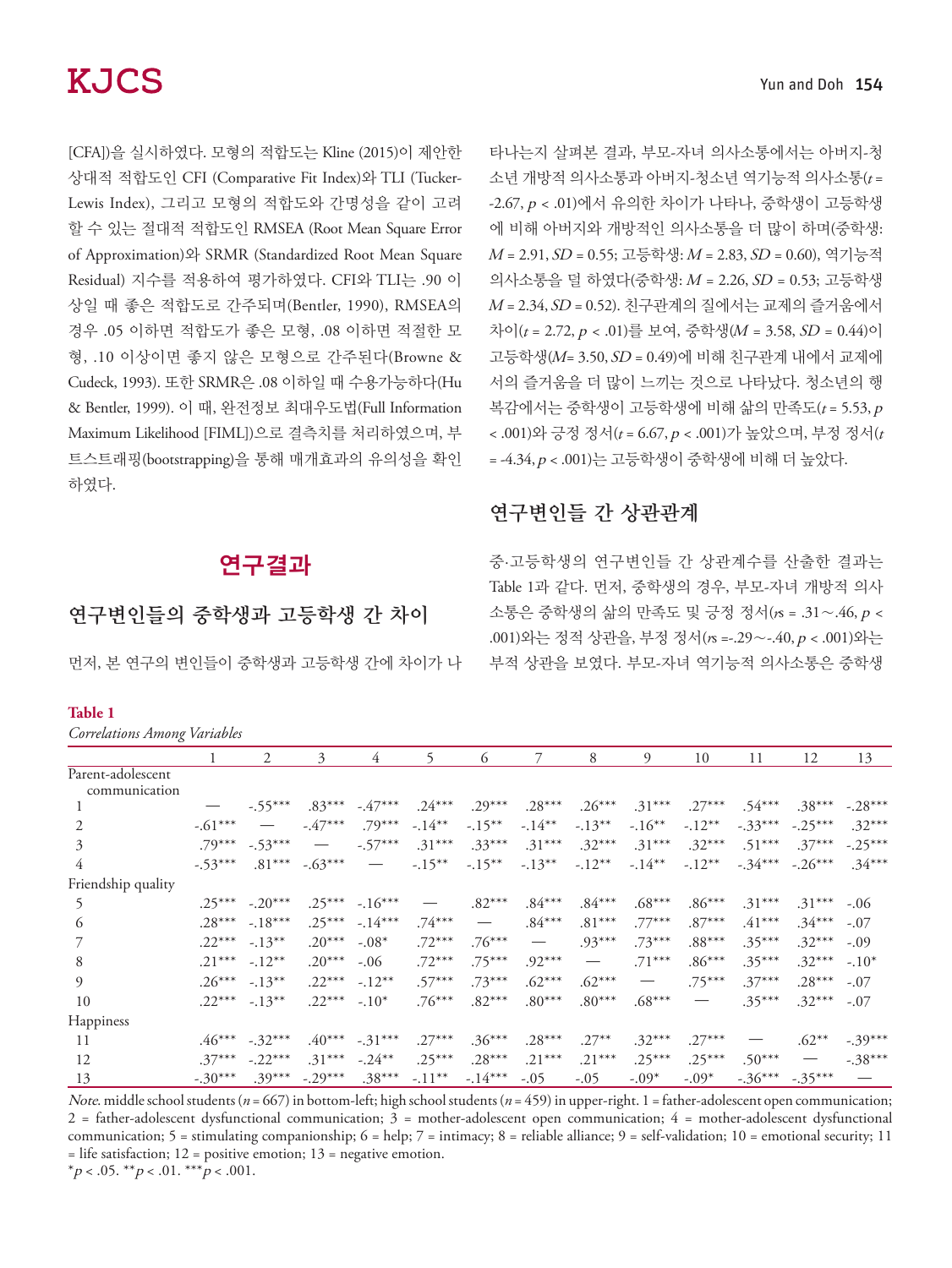[CFA])을 실시하였다. 모형의 적합도는 Kline (2015)이 제안한 상대적 적합도인 CFI (Comparative Fit Index)와 TLI (Tucker-Lewis Index), 그리고 모형의 적합도와 간명성을 같이 고려할 수 있는 절대적 적합도인 RMSEA (Root Mean Square Error of Approximation)와 SRMR (Standardized Root Mean Square Residual) 지수를 적용하여 평가하였다. CFI와 TLI는 .90 이상일 때 좋은 적합도로 간주되며(Bentler, 1990), RMSEA의 경우 .05 이하면 적합도가 좋은 모형, .08 이하면 적절한 모형, .10 이상이면 좋지 않은 모형으로 간주된다(Browne & Cudeck, 1993). 또한 SRMR은 .08 이하일 때 수용가능하다(Hu & Bentler, 1999). 이 때, 완전정보 최대우도법(Full Information Maximum Likelihood [FIML])으로 결측치를 처리하였으며, 부트스트래핑(bootstrapping)을 통해 매개효과의 유의성을 확인하였다.

# 연구결과

## 연구변인들의 중학생과 고등학생 간 차이

먼저, 본 연구의 변인들이 중학생과 고등학생 간에 차이가 나타나는지 살펴본 결과, 부모-자녀 의사소통에서는 아버지-청소년 개방적 의사소통과 아버지-청소년 역기능적 의사소통($t$ = -2.67, $p < .01$)에서 유의한 차이가 나타나, 중학생이 고등학생에 비해 아버지와 개방적인 의사소통을 더 많이 하며(중학생: $M$ = 2.91, $SD$ = 0.55; 고등학생: $M$ = 2.83, $SD$ = 0.60), 역기능적 의사소통을 덜 하였다(중학생: $M$ = 2.26, $SD$ = 0.53; 고등학생 $M$ = 2.34, $SD$ = 0.52). 친구관계의 질에서는 교제의 즐거움에서 차이($t$ = 2.72, $p < .01$)를 보여, 중학생($M$ = 3.58, $SD$ = 0.44)이 고등학생($M$= 3.50, $SD$ = 0.49)에 비해 친구관계 내에서 교제에서의 즐거움을 더 많이 느끼는 것으로 나타났다. 청소년의 행복감에서는 중학생이 고등학생에 비해 삶의 만족도($t$ = 5.53, $p < .001$)와 긍정 정서($t$ = 6.67, $p < .001$)가 높았으며, 부정 정서($t$ = -4.34, $p < .001$)는 고등학생이 중학생에 비해 더 높았다.

## 연구변인들 간 상관관계

중·고등학생의 연구변인들 간 상관계수를 산출한 결과는 Table 1과 같다. 먼저, 중학생의 경우, 부모-자녀 개방적 의사소통은 중학생의 삶의 만족도 및 긍정 정서($r$s = .31~.46, $p < .001$)와는 정적 상관을, 부정 정서($r$s =-.29~-.40, $p < .001$)와는 부적 상관을 보였다. 부모-자녀 역기능적 의사소통은 중학생

**Table 1**

*Correlations Among Variables*

| | 1 | 2 | 3 | 4 | 5 | 6 | 7 | 8 | 9 | 10 | 11 | 12 | 13 |
|---|---|---|---|---|---|---|---|---|---|---|---|---|---|
| Parent-adolescent communication | | | | | | | | | | | | | |
| 1 | — | -.55*** | .83*** | -.47*** | .24*** | .29*** | .28*** | .26*** | .31*** | .27*** | .54*** | .38*** | -.28*** |
| 2 | -.61*** | — | -.47*** | .79*** | -.14** | -.15** | -.14** | -.13** | -.16** | -.12** | -.33*** | -.25*** | .32*** |
| 3 | .79*** | -.53*** | — | -.57*** | .31*** | .33*** | .31*** | .32*** | .31*** | .32*** | .51*** | .37*** | -.25*** |
| 4 | -.53*** | .81*** | -.63*** | — | -.15** | -.15** | -.13** | -.12** | -.14** | -.12** | -.34*** | -.26*** | .34*** |
| Friendship quality | | | | | | | | | | | | | |
| 5 | .25*** | -.20*** | .25*** | -.16*** | — | .82*** | .84*** | .84*** | .68*** | .86*** | .31*** | .31*** | -.06 |
| 6 | .28*** | -.18*** | .25*** | -.14*** | .74*** | — | .84*** | .81*** | .77*** | .87*** | .41*** | .34*** | -.07 |
| 7 | .22*** | -.13** | .20*** | -.08* | .72*** | .76*** | — | .93*** | .73*** | .88*** | .35*** | .32*** | -.09 |
| 8 | .21*** | -.12** | .20*** | -.06 | .72*** | .75*** | .92*** | — | .71*** | .86*** | .35*** | .32*** | -.10* |
| 9 | .26*** | -.13** | .22*** | -.12** | .57*** | .73*** | .62*** | .62*** | — | .75*** | .37*** | .28*** | -.07 |
| 10 | .22*** | -.13** | .22*** | -.10* | .76*** | .82*** | .80*** | .80*** | .68*** | — | .35*** | .32*** | -.07 |
| Happiness | | | | | | | | | | | | | |
| 11 | .46*** | -.32*** | .40*** | -.31*** | .27*** | .36*** | .28*** | .27** | .32*** | .27*** | — | .62** | -.39*** |
| 12 | .37*** | -.22*** | .31*** | -.24** | .25*** | .28*** | .21*** | .21*** | .25*** | .25*** | .50*** | — | -.38*** |
| 13 | -.30*** | .39*** | -.29*** | .38*** | -.11** | -.14*** | -.05 | -.05 | -.09* | -.09* | -.36*** | -.35*** | — |

*Note.* middle school students ($n$ = 667) in bottom-left; high school students ($n$ = 459) in upper-right. 1 = father-adolescent open communication; 2 = father-adolescent dysfunctional communication; 3 = mother-adolescent open communication; 4 = mother-adolescent dysfunctional communication; 5 = stimulating companionship; 6 = help; 7 = intimacy; 8 = reliable alliance; 9 = self-validation; 10 = emotional security; 11 = life satisfaction; 12 = positive emotion; 13 = negative emotion.

*$p < .05$. **$p < .01$. ***$p < .001$.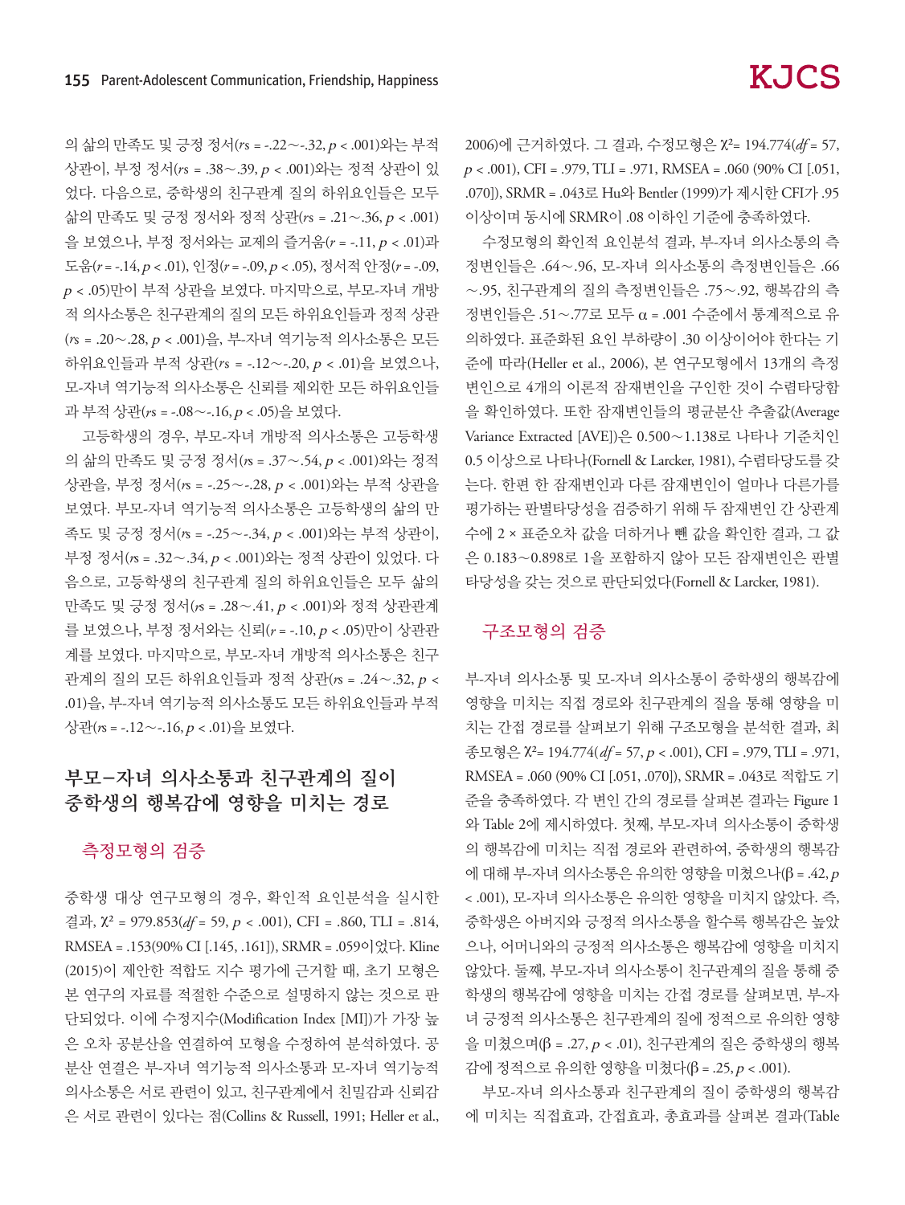의 삶의 만족도 및 긍정 정서(*rs* = -.22∼-.32, $p < .001$)와는 부적 상관이, 부정 정서(*rs* = .38∼.39, $p < .001$)와는 정적 상관이 있었다. 다음으로, 중학생의 친구관계 질의 하위요인들은 모두 삶의 만족도 및 긍정 정서와 정적 상관(*rs* = .21∼.36, $p < .001$)을 보였으나, 부정 정서와는 교제의 즐거움($r = -.11$, $p < .01$)과 도움($r = -.14$, $p < .01$), 인정($r = -.09$, $p < .05$), 정서적 안정($r = -.09$, $p < .05$)만이 부적 상관을 보였다. 마지막으로, 부모-자녀 개방적 의사소통은 친구관계의 질의 모든 하위요인들과 정적 상관(*rs* = .20∼.28, $p < .001$)을, 부-자녀 역기능적 의사소통은 모든 하위요인들과 부적 상관(*rs* = -.12∼-.20, $p < .01$)을 보였으나, 모-자녀 역기능적 의사소통은 신뢰를 제외한 모든 하위요인들과 부적 상관(*rs* = -.08∼-.16, $p < .05$)을 보였다.

고등학생의 경우, 부모-자녀 개방적 의사소통은 고등학생의 삶의 만족도 및 긍정 정서(*rs* = .37∼.54, $p < .001$)와는 정적 상관을, 부정 정서(*rs* = -.25∼-.28, $p < .001$)와는 부적 상관을 보였다. 부모-자녀 역기능적 의사소통은 고등학생의 삶의 만족도 및 긍정 정서(*rs* = -.25∼-.34, $p < .001$)와는 부적 상관이, 부정 정서(*rs* = .32∼.34, $p < .001$)와는 정적 상관이 있었다. 다음으로, 고등학생의 친구관계 질의 하위요인들은 모두 삶의 만족도 및 긍정 정서(*rs* = .28∼.41, $p < .001$)와 정적 상관관계를 보였으나, 부정 정서와는 신뢰($r = -.10$, $p < .05$)만이 상관관계를 보였다. 마지막으로, 부모-자녀 개방적 의사소통은 친구관계의 질의 모든 하위요인들과 정적 상관(*rs* = .24∼.32, $p < .01$)을, 부-자녀 역기능적 의사소통도 모든 하위요인들과 부적 상관(*rs* = -.12∼-.16, $p < .01$)을 보였다.

## 부모–자녀 의사소통과 친구관계의 질이 중학생의 행복감에 영향을 미치는 경로

### 측정모형의 검증

중학생 대상 연구모형의 경우, 확인적 요인분석을 실시한 결과, $\chi^2$ = 979.853(*df* = 59, $p < .001$), CFI = .860, TLI = .814, RMSEA = .153(90% CI [.145, .161]), SRMR = .059이었다. Kline (2015)이 제안한 적합도 지수 평가에 근거할 때, 초기 모형은 본 연구의 자료를 적절한 수준으로 설명하지 않는 것으로 판단되었다. 이에 수정지수(Modification Index [MI])가 가장 높은 오차 공분산을 연결하여 모형을 수정하여 분석하였다. 공분산 연결은 부-자녀 역기능적 의사소통과 모-자녀 역기능적 의사소통은 서로 관련이 있고, 친구관계에서 친밀감과 신뢰감은 서로 관련이 있다는 점(Collins & Russell, 1991; Heller et al., 2006)에 근거하였다. 그 결과, 수정모형은 $\chi^2$= 194.774(*df* = 57, $p < .001$), CFI = .979, TLI = .971, RMSEA = .060 (90% CI [.051, .070]), SRMR = .043로 Hu와 Bentler (1999)가 제시한 CFI가 .95 이상이며 동시에 SRMR이 .08 이하인 기준에 충족하였다.

수정모형의 확인적 요인분석 결과, 부-자녀 의사소통의 측정변인들은 .64∼.96, 모-자녀 의사소통의 측정변인들은 .66∼.95, 친구관계의 질의 측정변인들은 .75∼.92, 행복감의 측정변인들은 .51∼.77로 모두 $\alpha$ = .001 수준에서 통계적으로 유의하였다. 표준화된 요인 부하량이 .30 이상이어야 한다는 기준에 따라(Heller et al., 2006), 본 연구모형에서 13개의 측정변인으로 4개의 이론적 잠재변인을 구인한 것이 수렴타당함을 확인하였다. 또한 잠재변인들의 평균분산 추출값(Average Variance Extracted [AVE])은 0.500∼1.138로 나타나 기준치인 0.5 이상으로 나타나(Fornell & Larcker, 1981), 수렴타당도를 갖는다. 한편 한 잠재변인과 다른 잠재변인이 얼마나 다른가를 평가하는 판별타당성을 검증하기 위해 두 잠재변인 간 상관계수에 2 × 표준오차 값을 더하거나 뺀 값을 확인한 결과, 그 값은 0.183∼0.898로 1을 포함하지 않아 모든 잠재변인은 판별타당성을 갖는 것으로 판단되었다(Fornell & Larcker, 1981).

### 구조모형의 검증

부-자녀 의사소통 및 모-자녀 의사소통이 중학생의 행복감에 영향을 미치는 직접 경로와 친구관계의 질을 통해 영향을 미치는 간접 경로를 살펴보기 위해 구조모형을 분석한 결과, 최종모형은 $\chi^2$= 194.774(*df* = 57, $p < .001$), CFI = .979, TLI = .971, RMSEA = .060 (90% CI [.051, .070]), SRMR = .043로 적합도 기준을 충족하였다. 각 변인 간의 경로를 살펴본 결과는 Figure 1와 Table 2에 제시하였다. 첫째, 부모-자녀 의사소통이 중학생의 행복감에 미치는 직접 경로와 관련하여, 중학생의 행복감에 대해 부-자녀 의사소통은 유의한 영향을 미쳤으나($\beta$ = .42, $p < .001$), 모-자녀 의사소통은 유의한 영향을 미치지 않았다. 즉, 중학생은 아버지와 긍정적 의사소통을 할수록 행복감은 높았으나, 어머니와의 긍정적 의사소통은 행복감에 영향을 미치지 않았다. 둘째, 부모-자녀 의사소통이 친구관계의 질을 통해 중학생의 행복감에 영향을 미치는 간접 경로를 살펴보면, 부-자녀 긍정적 의사소통은 친구관계의 질에 정적으로 유의한 영향을 미쳤으며($\beta$ = .27, $p < .01$), 친구관계의 질은 중학생의 행복감에 정적으로 유의한 영향을 미쳤다($\beta$ = .25, $p < .001$).

부모-자녀 의사소통과 친구관계의 질이 중학생의 행복감에 미치는 직접효과, 간접효과, 총효과를 살펴본 결과(Table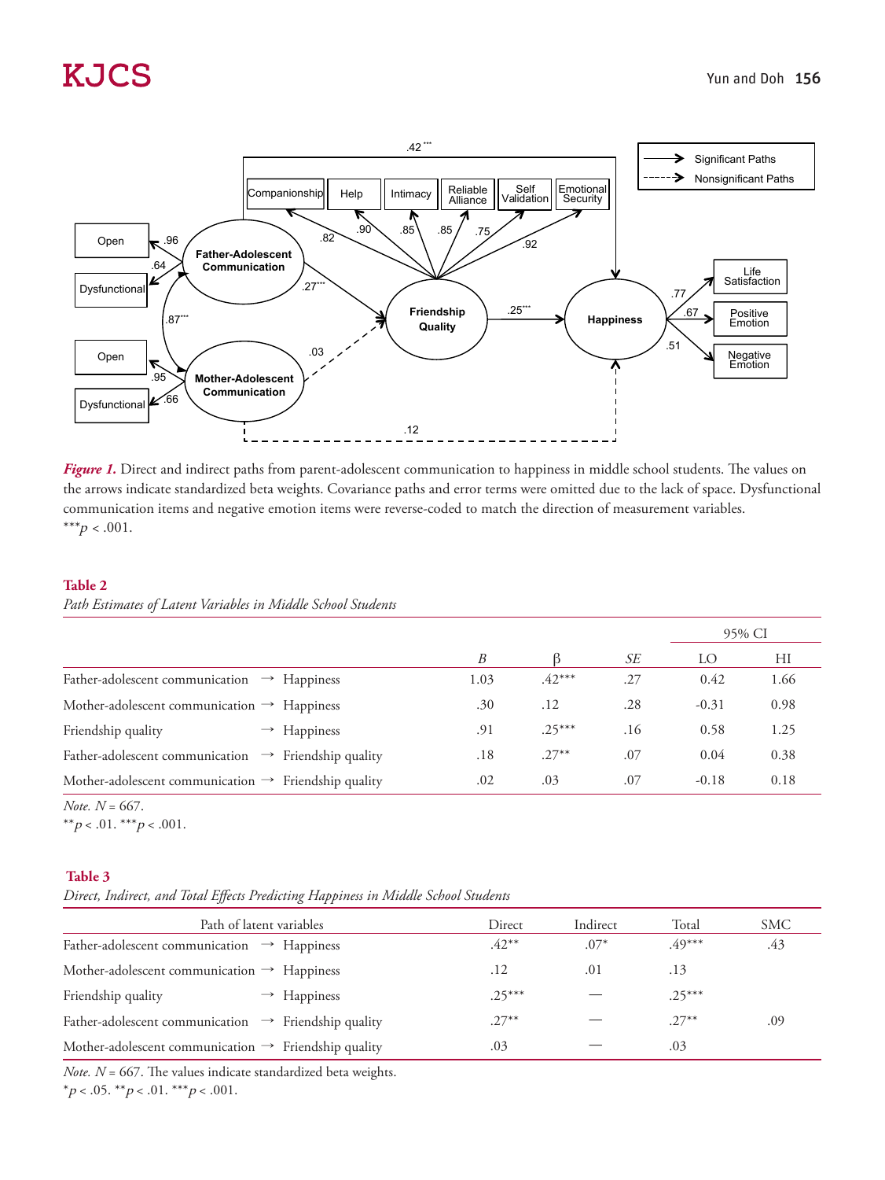*Figure 1.* Direct and indirect paths from parent-adolescent communication to happiness in middle school students. The values on the arrows indicate standardized beta weights. Covariance paths and error terms were omitted due to the lack of space. Dysfunctional communication items and negative emotion items were reverse-coded to match the direction of measurement variables.
$^{***}p < .001$.

**Table 2**
*Path Estimates of Latent Variables in Middle School Students*

| | | *B* | β | *SE* | 95% CI | |
|---|---|---|---|---|---|---|
| | | | | | LO | HI |
| Father-adolescent communication | → Happiness | 1.03 | .42*** | .27 | 0.42 | 1.66 |
| Mother-adolescent communication | → Happiness | .30 | .12 | .28 | -0.31 | 0.98 |
| Friendship quality | → Happiness | .91 | .25*** | .16 | 0.58 | 1.25 |
| Father-adolescent communication | → Friendship quality | .18 | .27** | .07 | 0.04 | 0.38 |
| Mother-adolescent communication | → Friendship quality | .02 | .03 | .07 | -0.18 | 0.18 |

*Note.* $N = 667$.
$^{**}p < .01$. $^{***}p < .001$.

**Table 3**
*Direct, Indirect, and Total Effects Predicting Happiness in Middle School Students*

| Path of latent variables | | Direct | Indirect | Total | SMC |
|---|---|---|---|---|---|
| Father-adolescent communication | → Happiness | .42** | .07* | .49*** | .43 |
| Mother-adolescent communication | → Happiness | .12 | .01 | .13 | |
| Friendship quality | → Happiness | .25*** | — | .25*** | |
| Father-adolescent communication | → Friendship quality | .27** | — | .27** | .09 |
| Mother-adolescent communication | → Friendship quality | .03 | — | .03 | |

*Note.* $N = 667$. The values indicate standardized beta weights.
$^{*}p < .05$. $^{**}p < .01$. $^{***}p < .001$.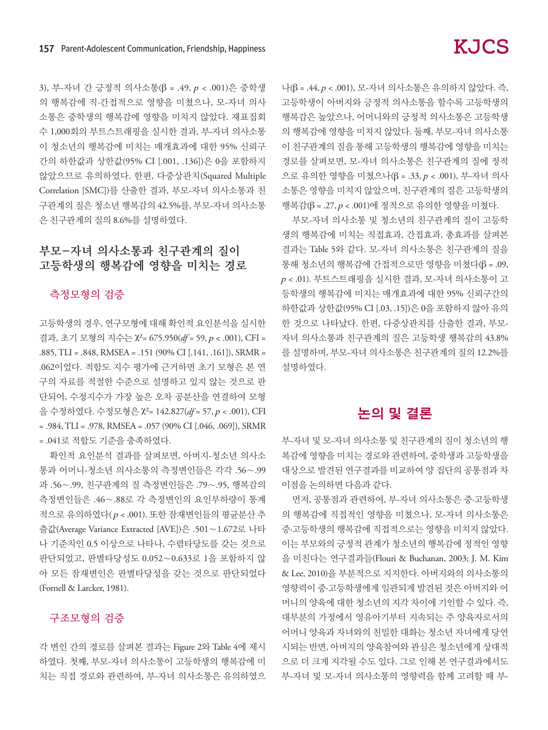3), 부-자녀 간 긍정적 의사소통(β = .49, $p$ < .001)은 중학생의 행복감에 직·간접적으로 영향을 미쳤으나, 모-자녀 의사소통은 중학생의 행복감에 영향을 미치지 않았다. 재표집회수 1,000회의 부트스트래핑을 실시한 결과, 부-자녀 의사소통이 청소년의 행복감에 미치는 매개효과에 대한 95% 신뢰구간의 하한값과 상한값(95% CI [.001, .136])은 0을 포함하지 않았으므로 유의하였다. 한편, 다중상관치(Squared Multiple Correlation [SMC])를 산출한 결과, 부모-자녀 의사소통과 친구관계의 질은 청소년 행복감의 42.5%를, 부모-자녀 의사소통은 친구관계의 질의 8.6%를 설명하였다.

## 부모–자녀 의사소통과 친구관계의 질이 고등학생의 행복감에 영향을 미치는 경로

### 측정모형의 검증

고등학생의 경우, 연구모형에 대해 확인적 요인분석을 실시한 결과, 초기 모형의 지수는 $\chi^2$= 675.950($df$ = 59, $p$ < .001), CFI = .885, TLI = .848, RMSEA = .151 (90% CI [.141, .161]), SRMR = .062이었다. 적합도 지수 평가에 근거하면 초기 모형은 본 연구의 자료를 적절한 수준으로 설명하고 있지 않는 것으로 판단되어, 수정지수가 가장 높은 오차 공분산을 연결하여 모형을 수정하였다. 수정모형은 $\chi^2$= 142.827($df$ = 57, $p$ < .001), CFI = .984, TLI = .978, RMSEA = .057 (90% CI [.046, .069]), SRMR = .041로 적합도 기준을 충족하였다.

확인적 요인분석 결과를 살펴보면, 아버지-청소년 의사소통과 어머니-청소년 의사소통의 측정변인들은 각각 .56∼.99과 .56∼.99, 친구관계의 질 측정변인들은 .79∼.95, 행복감의 측정변인들은 .46∼.88로 각 측정변인의 요인부하량이 통계적으로 유의하였다($p$ < .001). 또한 잠재변인들의 평균분산 추출값(Average Variance Extracted [AVE])은 .501∼1.672로 나타나 기준치인 0.5 이상으로 나타나, 수렴타당도를 갖는 것으로 판단되었고, 판별타당성도 0.052∼0.633로 1을 포함하지 않아 모든 잠재변인은 판별타당성을 갖는 것으로 판단되었다 (Fornell & Larcker, 1981).

### 구조모형의 검증

각 변인 간의 경로를 살펴본 결과는 Figure 2와 Table 4에 제시하였다. 첫째, 부모-자녀 의사소통이 고등학생의 행복감에 미치는 직접 경로와 관련하여, 부-자녀 의사소통은 유의하였으나(β = .44, $p$ < .001), 모-자녀 의사소통은 유의하지 않았다. 즉, 고등학생이 아버지와 긍정적 의사소통을 할수록 고등학생의 행복감은 높았으나, 어머니와의 긍정적 의사소통은 고등학생의 행복감에 영향을 미치지 않았다. 둘째, 부모-자녀 의사소통이 친구관계의 질을 통해 고등학생의 행복감에 영향을 미치는 경로를 살펴보면, 모-자녀 의사소통은 친구관계의 질에 정적으로 유의한 영향을 미쳤으나(β = .33, $p$ < .001), 부-자녀 의사소통은 영향을 미치지 않았으며, 친구관계의 질은 고등학생의 행복감(β = .27, $p$ < .001)에 정적으로 유의한 영향을 미쳤다.

부모-자녀 의사소통 및 청소년의 친구관계의 질이 고등학생의 행복감에 미치는 직접효과, 간접효과, 총효과를 살펴본 결과는 Table 5와 같다. 모-자녀 의사소통은 친구관계의 질을 통해 청소년의 행복감에 간접적으로만 영향을 미쳤다(β = .09, $p$ < .01). 부트스트래핑을 실시한 결과, 모-자녀 의사소통이 고등학생의 행복감에 미치는 매개효과에 대한 95% 신뢰구간의 하한값과 상한값(95% CI [.03, .15])은 0을 포함하지 않아 유의한 것으로 나타났다. 한편, 다중상관치를 산출한 결과, 부모-자녀 의사소통과 친구관계의 질은 고등학생 행복감의 43.8%를 설명하며, 부모-자녀 의사소통은 친구관계의 질의 12.2%를 설명하였다.

# 논의 및 결론

부-자녀 및 모-자녀 의사소통 및 친구관계의 질이 청소년의 행복감에 영향을 미치는 경로와 관련하여, 중학생과 고등학생을 대상으로 발견된 연구결과를 비교하여 양 집단의 공통점과 차이점을 논의하면 다음과 같다.

먼저, 공통점과 관련하여, 부-자녀 의사소통은 중·고등학생의 행복감에 직접적인 영향을 미쳤으나, 모-자녀 의사소통은 중·고등학생의 행복감에 직접적으로는 영향을 미치지 않았다. 이는 부모와의 긍정적 관계가 청소년의 행복감에 정적인 영향을 미친다는 연구결과들(Flouri & Buchanan, 2003; J. M. Kim & Lee, 2010)을 부분적으로 지지한다. 아버지와의 의사소통의 영향력이 중·고등학생에게 일관되게 발견된 것은 아버지와 어머니의 양육에 대한 청소년의 지각 차이에 기인할 수 있다. 즉, 대부분의 가정에서 영유아기부터 지속되는 주 양육자로서의 어머니 양육과 자녀와의 친밀한 대화는 청소년 자녀에게 당연시되는 반면, 아버지의 양육참여와 관심은 청소년에게 상대적으로 더 크게 지각될 수도 있다. 그로 인해 본 연구결과에서도 부-자녀 및 모-자녀 의사소통의 영향력을 함께 고려할 때 부-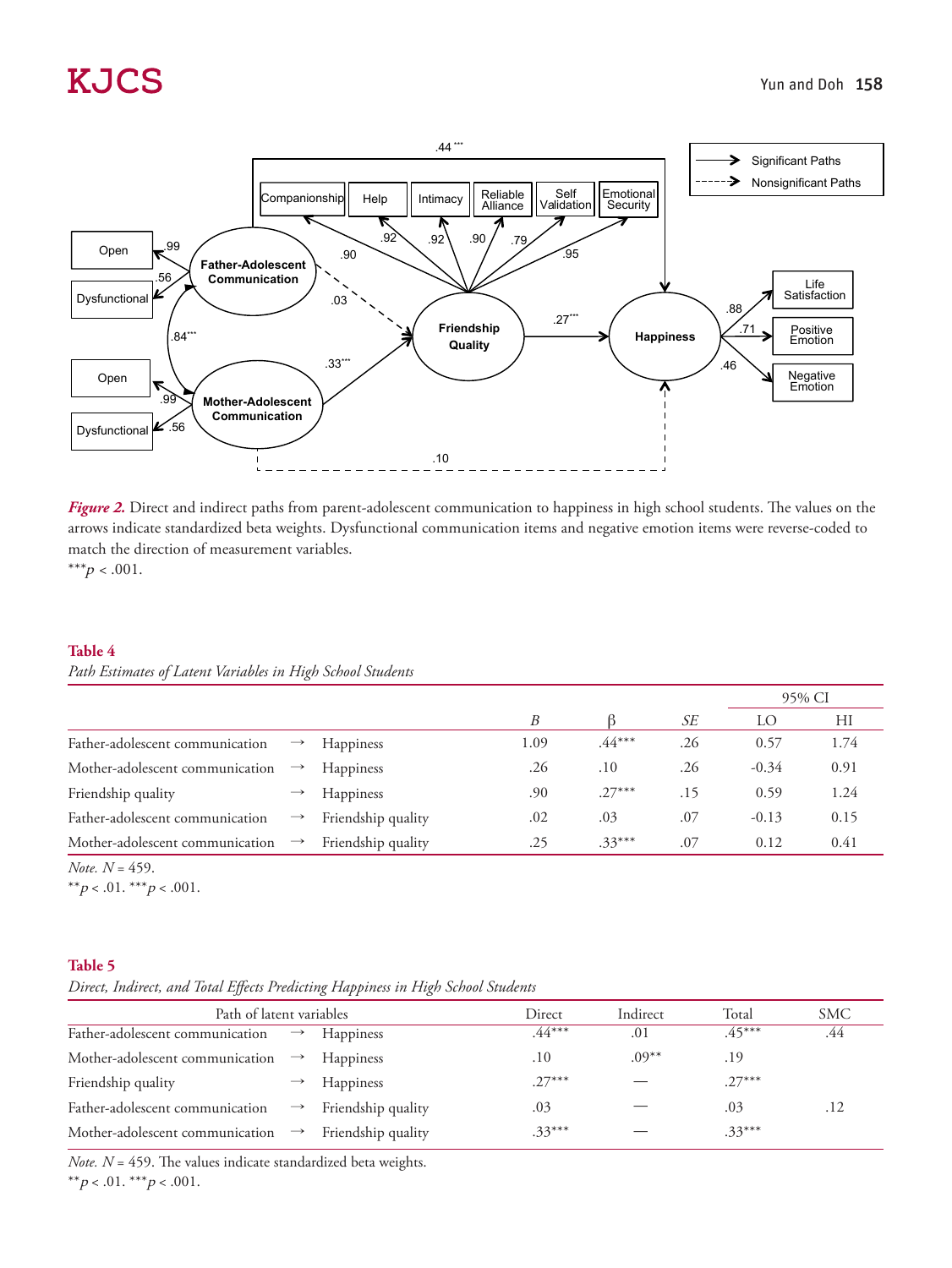*Figure 2.* Direct and indirect paths from parent-adolescent communication to happiness in high school students. The values on the arrows indicate standardized beta weights. Dysfunctional communication items and negative emotion items were reverse-coded to match the direction of measurement variables.
$^{***}p < .001$.

**Table 4**
*Path Estimates of Latent Variables in High School Students*

| | | | | | | 95% CI | |
|---|---|---|---|---|---|---|---|
| | | | *B* | β | *SE* | LO | HI |
| Father-adolescent communication | → | Happiness | 1.09 | .44*** | .26 | 0.57 | 1.74 |
| Mother-adolescent communication | → | Happiness | .26 | .10 | .26 | -0.34 | 0.91 |
| Friendship quality | → | Happiness | .90 | .27*** | .15 | 0.59 | 1.24 |
| Father-adolescent communication | → | Friendship quality | .02 | .03 | .07 | -0.13 | 0.15 |
| Mother-adolescent communication | → | Friendship quality | .25 | .33*** | .07 | 0.12 | 0.41 |

*Note.* $N = 459$.
$^{**}p < .01$. $^{***}p < .001$.

**Table 5**
*Direct, Indirect, and Total Effects Predicting Happiness in High School Students*

| Path of latent variables | | | Direct | Indirect | Total | SMC |
|---|---|---|---|---|---|---|
| Father-adolescent communication | → | Happiness | .44*** | .01 | .45*** | .44 |
| Mother-adolescent communication | → | Happiness | .10 | .09** | .19 | |
| Friendship quality | → | Happiness | .27*** | — | .27*** | |
| Father-adolescent communication | → | Friendship quality | .03 | — | .03 | .12 |
| Mother-adolescent communication | → | Friendship quality | .33*** | — | .33*** | |

*Note.* $N = 459$. The values indicate standardized beta weights.
$^{**}p < .01$. $^{***}p < .001$.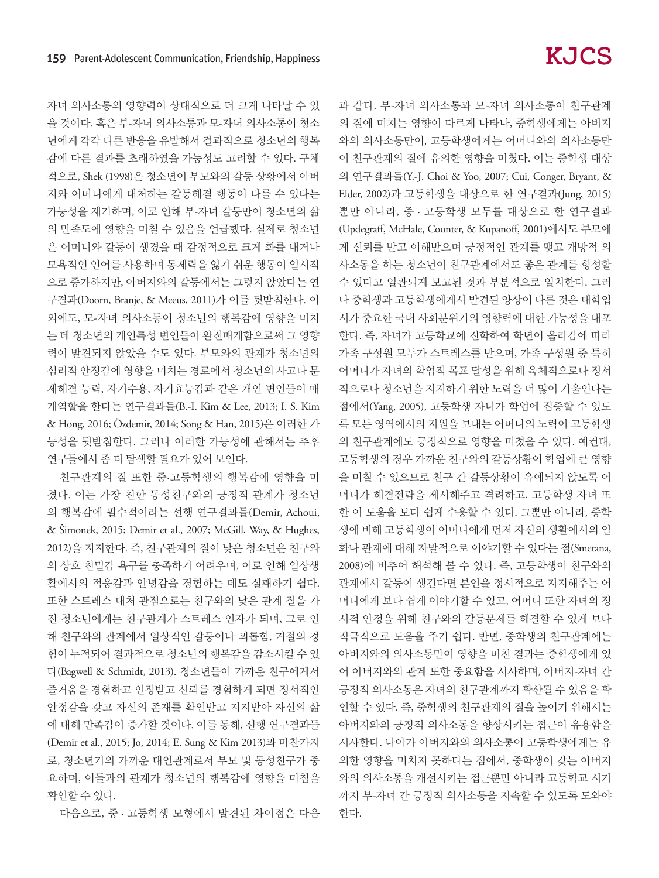자녀 의사소통의 영향력이 상대적으로 더 크게 나타날 수 있을 것이다. 혹은 부-자녀 의사소통과 모-자녀 의사소통이 청소년에게 각각 다른 반응을 유발해서 결과적으로 청소년의 행복감에 다른 결과를 초래하였을 가능성도 고려할 수 있다. 구체적으로, Shek (1998)은 청소년이 부모와의 갈등 상황에서 아버지와 어머니에게 대처하는 갈등해결 행동이 다를 수 있다는 가능성을 제기하며, 이로 인해 부-자녀 갈등만이 청소년의 삶의 만족도에 영향을 미칠 수 있음을 언급했다. 실제로 청소년은 어머니와 갈등이 생겼을 때 감정적으로 크게 화를 내거나 모욕적인 언어를 사용하며 통제력을 잃기 쉬운 행동이 일시적으로 증가하지만, 아버지와의 갈등에서는 그렇지 않았다는 연구결과(Doorn, Branje, & Meeus, 2011)가 이를 뒷받침한다. 이 외에도, 모-자녀 의사소통이 청소년의 행복감에 영향을 미치는 데 청소년의 개인특성 변인들이 완전매개함으로써 그 영향력이 발견되지 않았을 수도 있다. 부모와의 관계가 청소년의 심리적 안정감에 영향을 미치는 경로에서 청소년의 사고나 문제해결 능력, 자기수용, 자기효능감과 같은 개인 변인들이 매개역할을 한다는 연구결과들(B.-I. Kim & Lee, 2013; I. S. Kim & Hong, 2016; Özdemir, 2014; Song & Han, 2015)은 이러한 가능성을 뒷받침한다. 그러나 이러한 가능성에 관해서는 추후 연구들에서 좀 더 탐색할 필요가 있어 보인다.

친구관계의 질 또한 중·고등학생의 행복감에 영향을 미쳤다. 이는 가장 친한 동성친구와의 긍정적 관계가 청소년의 행복감에 필수적이라는 선행 연구결과들(Demir, Achoui, & Šimonek, 2015; Demir et al., 2007; McGill, Way, & Hughes, 2012)을 지지한다. 즉, 친구관계의 질이 낮은 청소년은 친구와의 상호 친밀감 욕구를 충족하기 어려우며, 이로 인해 일상생활에서의 적응감과 안녕감을 경험하는 데도 실패하기 쉽다. 또한 스트레스 대처 관점으로는 친구와의 낮은 관계 질을 가진 청소년에게는 친구관계가 스트레스 인자가 되며, 그로 인해 친구와의 관계에서 일상적인 갈등이나 괴롭힘, 거절의 경험이 누적되어 결과적으로 청소년의 행복감을 감소시킬 수 있다(Bagwell & Schmidt, 2013). 청소년들이 가까운 친구에게서 즐거움을 경험하고 인정받고 신뢰를 경험하게 되면 정서적인 안정감을 갖고 자신의 존재를 확인받고 지지받아 자신의 삶에 대해 만족감이 증가할 것이다. 이를 통해, 선행 연구결과들(Demir et al., 2015; Jo, 2014; E. Sung & Kim 2013)과 마찬가지로, 청소년기의 가까운 대인관계로서 부모 및 동성친구가 중요하며, 이들과의 관계가 청소년의 행복감에 영향을 미침을 확인할 수 있다.

다음으로, 중 · 고등학생 모형에서 발견된 차이점은 다음과 같다. 부-자녀 의사소통과 모-자녀 의사소통이 친구관계의 질에 미치는 영향이 다르게 나타나, 중학생에게는 아버지와의 의사소통만이, 고등학생에게는 어머니와의 의사소통만이 친구관계의 질에 유의한 영향을 미쳤다. 이는 중학생 대상의 연구결과들(Y.-J. Choi & Yoo, 2007; Cui, Conger, Bryant, & Elder, 2002)과 고등학생을 대상으로 한 연구결과(Jung, 2015)뿐만 아니라, 중 · 고등학생 모두를 대상으로 한 연구결과(Updegraff, McHale, Counter, & Kupanoff, 2001)에서도 부모에게 신뢰를 받고 이해받으며 긍정적인 관계를 맺고 개방적 의사소통을 하는 청소년이 친구관계에서도 좋은 관계를 형성할 수 있다고 일관되게 보고된 것과 부분적으로 일치한다. 그러나 중학생과 고등학생에게서 발견된 양상이 다른 것은 대학입시가 중요한 국내 사회분위기의 영향력에 대한 가능성을 내포한다. 즉, 자녀가 고등학교에 진학하여 학년이 올라감에 따라 가족 구성원 모두가 스트레스를 받으며, 가족 구성원 중 특히 어머니가 자녀의 학업적 목표 달성을 위해 육체적으로나 정서적으로나 청소년을 지지하기 위한 노력을 더 많이 기울인다는 점에서(Yang, 2005), 고등학생 자녀가 학업에 집중할 수 있도록 모든 영역에서의 지원을 보내는 어머니의 노력이 고등학생의 친구관계에도 긍정적으로 영향을 미쳤을 수 있다. 예컨대, 고등학생의 경우 가까운 친구와의 갈등상황이 학업에 큰 영향을 미칠 수 있으므로 친구 간 갈등상황이 유예되지 않도록 어머니가 해결전략을 제시해주고 격려하고, 고등학생 자녀 또한 이 도움을 보다 쉽게 수용할 수 있다. 그뿐만 아니라, 중학생에 비해 고등학생이 어머니에게 먼저 자신의 생활에서의 일화나 관계에 대해 자발적으로 이야기할 수 있다는 점(Smetana, 2008)에 비추어 해석해 볼 수 있다. 즉, 고등학생이 친구와의 관계에서 갈등이 생긴다면 본인을 정서적으로 지지해주는 어머니에게 보다 쉽게 이야기할 수 있고, 어머니 또한 자녀의 정서적 안정을 위해 친구와의 갈등문제를 해결할 수 있게 보다 적극적으로 도움을 주기 쉽다. 반면, 중학생의 친구관계에는 아버지와의 의사소통만이 영향을 미친 결과는 중학생에게 있어 아버지와의 관계 또한 중요함을 시사하며, 아버지-자녀 간 긍정적 의사소통은 자녀의 친구관계까지 확산될 수 있음을 확인할 수 있다. 즉, 중학생의 친구관계의 질을 높이기 위해서는 아버지와의 긍정적 의사소통을 향상시키는 접근이 유용함을 시사한다. 나아가 아버지와의 의사소통이 고등학생에게는 유의한 영향을 미치지 못하다는 점에서, 중학생이 갖는 아버지와의 의사소통을 개선시키는 접근뿐만 아니라 고등학교 시기까지 부-자녀 간 긍정적 의사소통을 지속할 수 있도록 도와야 한다.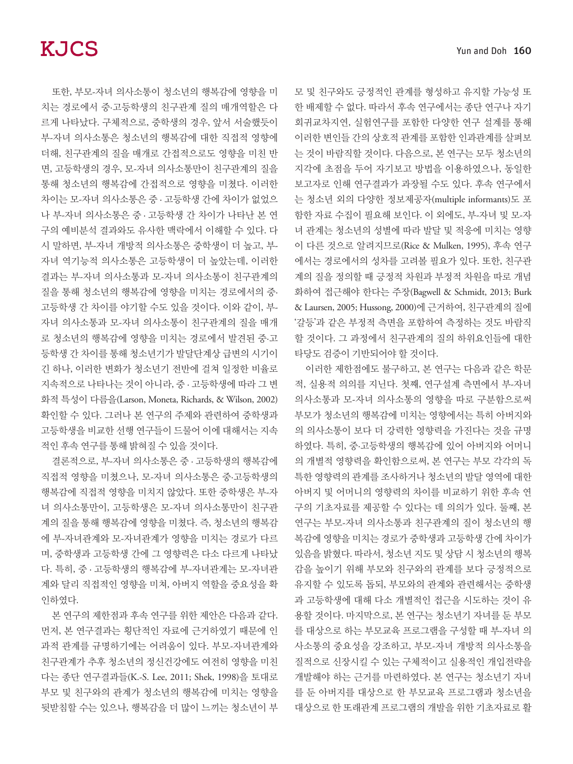또한, 부모-자녀 의사소통이 청소년의 행복감에 영향을 미치는 경로에서 중·고등학생의 친구관계 질의 매개역할은 다르게 나타났다. 구체적으로, 중학생의 경우, 앞서 서술했듯이 부-자녀 의사소통은 청소년의 행복감에 대한 직접적 영향에 더해, 친구관계의 질을 매개로 간접적으로도 영향을 미친 반면, 고등학생의 경우, 모-자녀 의사소통만이 친구관계의 질을 통해 청소년의 행복감에 간접적으로 영향을 미쳤다. 이러한 차이는 모-자녀 의사소통은 중 · 고등학생 간에 차이가 없었으나 부-자녀 의사소통은 중 · 고등학생 간 차이가 나타난 본 연구의 예비분석 결과와도 유사한 맥락에서 이해할 수 있다. 다시 말하면, 부-자녀 개방적 의사소통은 중학생이 더 높고, 부-자녀 역기능적 의사소통은 고등학생이 더 높았는데, 이러한 결과는 부-자녀 의사소통과 모-자녀 의사소통이 친구관계의 질을 통해 청소년의 행복감에 영향을 미치는 경로에서의 중·고등학생 간 차이를 야기할 수도 있을 것이다. 이와 같이, 부-자녀 의사소통과 모-자녀 의사소통이 친구관계의 질을 매개로 청소년의 행복감에 영향을 미치는 경로에서 발견된 중·고등학생 간 차이를 통해 청소년기가 발달단계상 급변의 시기이긴 하나, 이러한 변화가 청소년기 전반에 걸쳐 일정한 비율로 지속적으로 나타나는 것이 아니라, 중 · 고등학생에 따라 그 변화적 특성이 다름을(Larson, Moneta, Richards, & Wilson, 2002) 확인할 수 있다. 그러나 본 연구의 주제와 관련하여 중학생과 고등학생을 비교한 선행 연구들이 드물어 이에 대해서는 지속적인 후속 연구를 통해 밝혀질 수 있을 것이다.

결론적으로, 부-자녀 의사소통은 중 · 고등학생의 행복감에 직접적 영향을 미쳤으나, 모-자녀 의사소통은 중·고등학생의 행복감에 직접적 영향을 미치지 않았다. 또한 중학생은 부-자녀 의사소통만이, 고등학생은 모-자녀 의사소통만이 친구관계의 질을 통해 행복감에 영향을 미쳤다. 즉, 청소년의 행복감에 부-자녀관계와 모-자녀관계가 영향을 미치는 경로가 다르며, 중학생과 고등학생 간에 그 영향력은 다소 다르게 나타났다. 특히, 중 · 고등학생의 행복감에 부-자녀관계는 모-자녀관계와 달리 직접적인 영향을 미쳐, 아버지 역할을 중요성을 확인하였다.

본 연구의 제한점과 후속 연구를 위한 제안은 다음과 같다. 먼저, 본 연구결과는 횡단적인 자료에 근거하였기 때문에 인과적 관계를 규명하기에는 어려움이 있다. 부모-자녀관계와 친구관계가 추후 청소년의 정신건강에도 여전히 영향을 미친다는 종단 연구결과들(K.-S. Lee, 2011; Shek, 1998)을 토대로 부모 및 친구와의 관계가 청소년의 행복감에 미치는 영향을 뒷받침할 수는 있으나, 행복감을 더 많이 느끼는 청소년이 부모 및 친구와도 긍정적인 관계를 형성하고 유지할 가능성 또한 배제할 수 없다. 따라서 후속 연구에서는 종단 연구나 자기회귀교차지연, 실험연구를 포함한 다양한 연구 설계를 통해 이러한 변인들 간의 상호적 관계를 포함한 인과관계를 살펴보는 것이 바람직할 것이다. 다음으로, 본 연구는 모두 청소년의 지각에 초점을 두어 자기보고 방법을 이용하였으나, 동일한 보고자로 인해 연구결과가 과장될 수도 있다. 후속 연구에서는 청소년 외의 다양한 정보제공자(multiple informants)도 포함한 자료 수집이 필요해 보인다. 이 외에도, 부-자녀 및 모-자녀 관계는 청소년의 성별에 따라 발달 및 적응에 미치는 영향이 다른 것으로 알려지므로(Rice & Mulken, 1995), 후속 연구에서는 경로에서의 성차를 고려볼 필요가 있다. 또한, 친구관계의 질을 정의할 때 긍정적 차원과 부정적 차원을 따로 개념화하여 접근해야 한다는 주장(Bagwell & Schmidt, 2013; Burk & Laursen, 2005; Hussong, 2000)에 근거하여, 친구관계의 질에 '갈등'과 같은 부정적 측면을 포함하여 측정하는 것도 바람직할 것이다. 그 과정에서 친구관계의 질의 하위요인들에 대한 타당도 검증이 기반되어야 할 것이다.

이러한 제한점에도 불구하고, 본 연구는 다음과 같은 학문적, 실용적 의의를 지닌다. 첫째, 연구설계 측면에서 부-자녀 의사소통과 모-자녀 의사소통의 영향을 따로 구분함으로써 부모가 청소년의 행복감에 미치는 영향에서는 특히 아버지와의 의사소통이 보다 더 강력한 영향력을 가진다는 것을 규명하였다. 특히, 중·고등학생의 행복감에 있어 아버지와 어머니의 개별적 영향력을 확인함으로써, 본 연구는 부모 각각의 독특한 영향력의 관계를 조사하거나 청소년의 발달 영역에 대한 아버지 및 어머니의 영향력의 차이를 비교하기 위한 후속 연구의 기초자료를 제공할 수 있다는 데 의의가 있다. 둘째, 본 연구는 부모-자녀 의사소통과 친구관계의 질이 청소년의 행복감에 영향을 미치는 경로가 중학생과 고등학생 간에 차이가 있음을 밝혔다. 따라서, 청소년 지도 및 상담 시 청소년의 행복감을 높이기 위해 부모와 친구와의 관계를 보다 긍정적으로 유지할 수 있도록 돕되, 부모와의 관계와 관련해서는 중학생과 고등학생에 대해 다소 개별적인 접근을 시도하는 것이 유용할 것이다. 마지막으로, 본 연구는 청소년기 자녀를 둔 부모를 대상으로 하는 부모교육 프로그램을 구성할 때 부-자녀 의사소통의 중요성을 강조하고, 부-자녀 개방적 의사소통을 질적으로 신장시킬 수 있는 구체적이고 실용적인 개입전략을 개발해야 하는 근거를 마련하였다. 본 연구는 청소년기 자녀를 둔 아버지를 대상으로 한 부모교육 프로그램과 청소년을 대상으로 한 또래관계 프로그램의 개발을 위한 기초자료로 활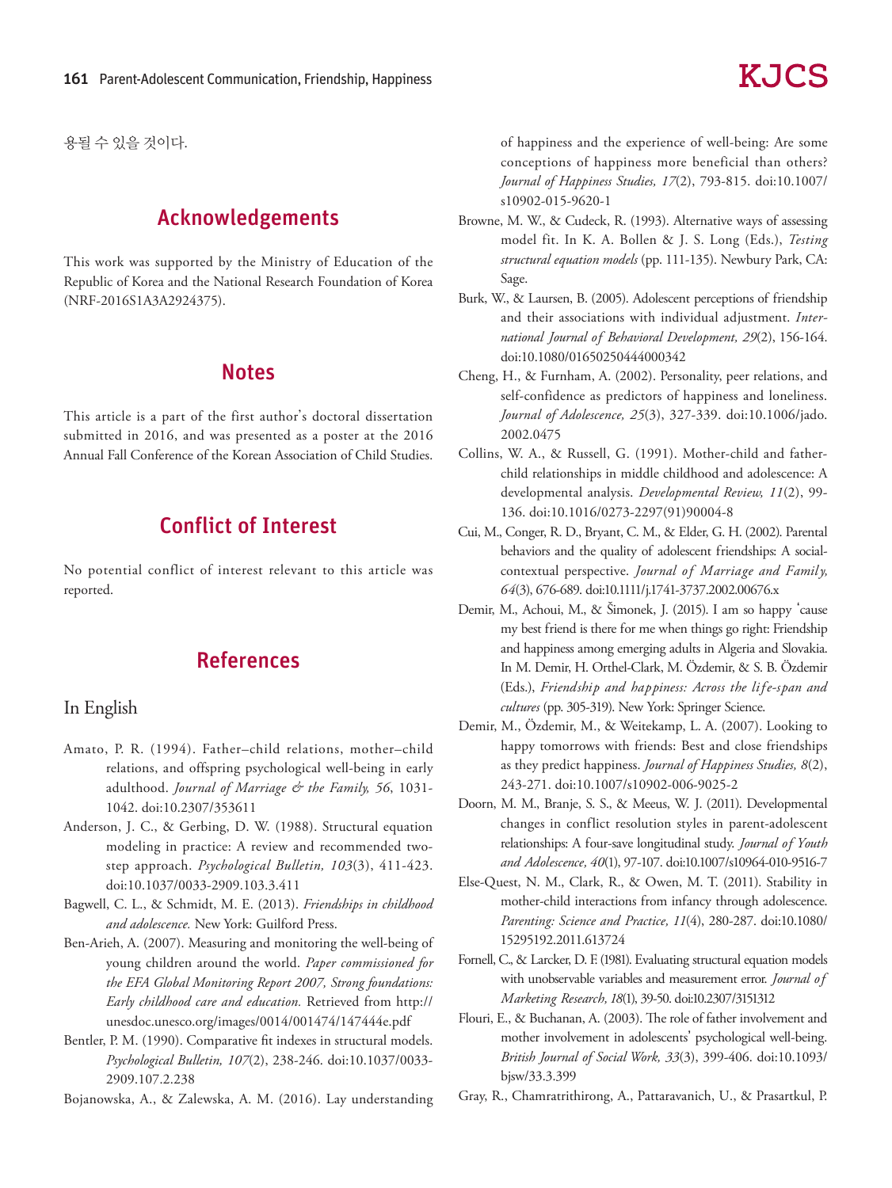용될 수 있을 것이다.

## Acknowledgements

This work was supported by the Ministry of Education of the Republic of Korea and the National Research Foundation of Korea (NRF-2016S1A3A2924375).

## Notes

This article is a part of the first author's doctoral dissertation submitted in 2016, and was presented as a poster at the 2016 Annual Fall Conference of the Korean Association of Child Studies.

## Conflict of Interest

No potential conflict of interest relevant to this article was reported.

## References

### In English

Amato, P. R. (1994). Father–child relations, mother–child relations, and offspring psychological well-being in early adulthood. *Journal of Marriage & the Family, 56*, 1031-1042. doi:10.2307/353611

Anderson, J. C., & Gerbing, D. W. (1988). Structural equation modeling in practice: A review and recommended two-step approach. *Psychological Bulletin, 103*(3), 411-423. doi:10.1037/0033-2909.103.3.411

Bagwell, C. L., & Schmidt, M. E. (2013). *Friendships in childhood and adolescence.* New York: Guilford Press.

Ben-Arieh, A. (2007). Measuring and monitoring the well-being of young children around the world. *Paper commissioned for the EFA Global Monitoring Report 2007, Strong foundations: Early childhood care and education.* Retrieved from http://unesdoc.unesco.org/images/0014/001474/147444e.pdf

Bentler, P. M. (1990). Comparative fit indexes in structural models. *Psychological Bulletin, 107*(2), 238-246. doi:10.1037/0033-2909.107.2.238

Bojanowska, A., & Zalewska, A. M. (2016). Lay understanding of happiness and the experience of well-being: Are some conceptions of happiness more beneficial than others? *Journal of Happiness Studies, 17*(2), 793-815. doi:10.1007/s10902-015-9620-1

Browne, M. W., & Cudeck, R. (1993). Alternative ways of assessing model fit. In K. A. Bollen & J. S. Long (Eds.), *Testing structural equation models* (pp. 111-135). Newbury Park, CA: Sage.

Burk, W., & Laursen, B. (2005). Adolescent perceptions of friendship and their associations with individual adjustment. *International Journal of Behavioral Development, 29*(2), 156-164. doi:10.1080/01650250444000342

Cheng, H., & Furnham, A. (2002). Personality, peer relations, and self-confidence as predictors of happiness and loneliness. *Journal of Adolescence, 25*(3), 327-339. doi:10.1006/jado.2002.0475

Collins, W. A., & Russell, G. (1991). Mother-child and father-child relationships in middle childhood and adolescence: A developmental analysis. *Developmental Review, 11*(2), 99-136. doi:10.1016/0273-2297(91)90004-8

Cui, M., Conger, R. D., Bryant, C. M., & Elder, G. H. (2002). Parental behaviors and the quality of adolescent friendships: A social-contextual perspective. *Journal of Marriage and Family, 64*(3), 676-689. doi:10.1111/j.1741-3737.2002.00676.x

Demir, M., Achoui, M., & Šimonek, J. (2015). I am so happy 'cause my best friend is there for me when things go right: Friendship and happiness among emerging adults in Algeria and Slovakia. In M. Demir, H. Orthel-Clark, M. Özdemir, & S. B. Özdemir (Eds.), *Friendship and happiness: Across the life-span and cultures* (pp. 305-319). New York: Springer Science.

Demir, M., Özdemir, M., & Weitekamp, L. A. (2007). Looking to happy tomorrows with friends: Best and close friendships as they predict happiness. *Journal of Happiness Studies, 8*(2), 243-271. doi:10.1007/s10902-006-9025-2

Doorn, M. M., Branje, S. S., & Meeus, W. J. (2011). Developmental changes in conflict resolution styles in parent-adolescent relationships: A four-save longitudinal study. *Journal of Youth and Adolescence, 40*(1), 97-107. doi:10.1007/s10964-010-9516-7

Else-Quest, N. M., Clark, R., & Owen, M. T. (2011). Stability in mother-child interactions from infancy through adolescence. *Parenting: Science and Practice, 11*(4), 280-287. doi:10.1080/15295192.2011.613724

Fornell, C., & Larcker, D. F. (1981). Evaluating structural equation models with unobservable variables and measurement error. *Journal of Marketing Research, 18*(1), 39-50. doi:10.2307/3151312

Flouri, E., & Buchanan, A. (2003). The role of father involvement and mother involvement in adolescents' psychological well-being. *British Journal of Social Work, 33*(3), 399-406. doi:10.1093/bjsw/33.3.399

Gray, R., Chamratrithirong, A., Pattaravanich, U., & Prasartkul, P.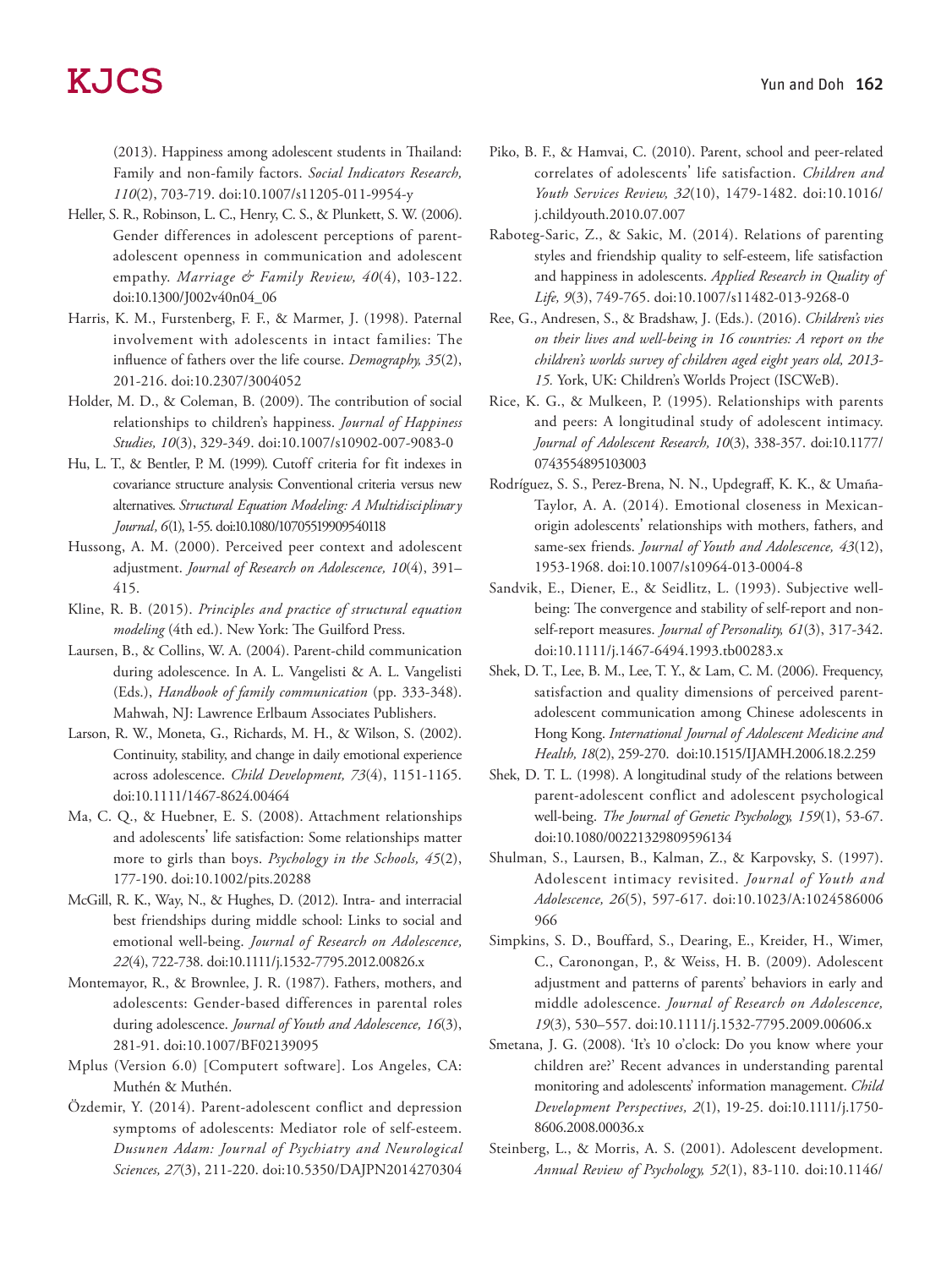(2013). Happiness among adolescent students in Thailand: Family and non-family factors. *Social Indicators Research, 110*(2), 703-719. doi:10.1007/s11205-011-9954-y

Heller, S. R., Robinson, L. C., Henry, C. S., & Plunkett, S. W. (2006). Gender differences in adolescent perceptions of parent-adolescent openness in communication and adolescent empathy. *Marriage & Family Review, 40*(4), 103-122. doi:10.1300/J002v40n04_06

Harris, K. M., Furstenberg, F. F., & Marmer, J. (1998). Paternal involvement with adolescents in intact families: The influence of fathers over the life course. *Demography, 35*(2), 201-216. doi:10.2307/3004052

Holder, M. D., & Coleman, B. (2009). The contribution of social relationships to children's happiness. *Journal of Happiness Studies, 10*(3), 329-349. doi:10.1007/s10902-007-9083-0

Hu, L. T., & Bentler, P. M. (1999). Cutoff criteria for fit indexes in covariance structure analysis: Conventional criteria versus new alternatives. *Structural Equation Modeling: A Multidisciplinary Journal, 6*(1), 1-55. doi:10.1080/10705519909540118

Hussong, A. M. (2000). Perceived peer context and adolescent adjustment. *Journal of Research on Adolescence, 10*(4), 391–415.

Kline, R. B. (2015). *Principles and practice of structural equation modeling* (4th ed.). New York: The Guilford Press.

Laursen, B., & Collins, W. A. (2004). Parent-child communication during adolescence. In A. L. Vangelisti & A. L. Vangelisti (Eds.), *Handbook of family communication* (pp. 333-348). Mahwah, NJ: Lawrence Erlbaum Associates Publishers.

Larson, R. W., Moneta, G., Richards, M. H., & Wilson, S. (2002). Continuity, stability, and change in daily emotional experience across adolescence. *Child Development, 73*(4), 1151-1165. doi:10.1111/1467-8624.00464

Ma, C. Q., & Huebner, E. S. (2008). Attachment relationships and adolescents' life satisfaction: Some relationships matter more to girls than boys. *Psychology in the Schools, 45*(2), 177-190. doi:10.1002/pits.20288

McGill, R. K., Way, N., & Hughes, D. (2012). Intra- and interracial best friendships during middle school: Links to social and emotional well-being. *Journal of Research on Adolescence, 22*(4), 722-738. doi:10.1111/j.1532-7795.2012.00826.x

Montemayor, R., & Brownlee, J. R. (1987). Fathers, mothers, and adolescents: Gender-based differences in parental roles during adolescence. *Journal of Youth and Adolescence, 16*(3), 281-91. doi:10.1007/BF02139095

Mplus (Version 6.0) [Computert software]. Los Angeles, CA: Muthén & Muthén.

Özdemir, Y. (2014). Parent-adolescent conflict and depression symptoms of adolescents: Mediator role of self-esteem. *Dusunen Adam: Journal of Psychiatry and Neurological Sciences, 27*(3), 211-220. doi:10.5350/DAJPN2014270304

Piko, B. F., & Hamvai, C. (2010). Parent, school and peer-related correlates of adolescents' life satisfaction. *Children and Youth Services Review, 32*(10), 1479-1482. doi:10.1016/j.childyouth.2010.07.007

Raboteg-Saric, Z., & Sakic, M. (2014). Relations of parenting styles and friendship quality to self-esteem, life satisfaction and happiness in adolescents. *Applied Research in Quality of Life, 9*(3), 749-765. doi:10.1007/s11482-013-9268-0

Ree, G., Andresen, S., & Bradshaw, J. (Eds.). (2016). *Children's vies on their lives and well-being in 16 countries: A report on the children's worlds survey of children aged eight years old, 2013-15.* York, UK: Children's Worlds Project (ISCWeB).

Rice, K. G., & Mulkeen, P. (1995). Relationships with parents and peers: A longitudinal study of adolescent intimacy. *Journal of Adolescent Research, 10*(3), 338-357. doi:10.1177/0743554895103003

Rodríguez, S. S., Perez-Brena, N. N., Updegraff, K. K., & Umaña-Taylor, A. A. (2014). Emotional closeness in Mexican-origin adolescents' relationships with mothers, fathers, and same-sex friends. *Journal of Youth and Adolescence, 43*(12), 1953-1968. doi:10.1007/s10964-013-0004-8

Sandvik, E., Diener, E., & Seidlitz, L. (1993). Subjective well-being: The convergence and stability of self-report and non-self-report measures. *Journal of Personality, 61*(3), 317-342. doi:10.1111/j.1467-6494.1993.tb00283.x

Shek, D. T., Lee, B. M., Lee, T. Y., & Lam, C. M. (2006). Frequency, satisfaction and quality dimensions of perceived parent-adolescent communication among Chinese adolescents in Hong Kong. *International Journal of Adolescent Medicine and Health, 18*(2), 259-270. doi:10.1515/IJAMH.2006.18.2.259

Shek, D. T. L. (1998). A longitudinal study of the relations between parent-adolescent conflict and adolescent psychological well-being. *The Journal of Genetic Psychology, 159*(1), 53-67. doi:10.1080/00221329809596134

Shulman, S., Laursen, B., Kalman, Z., & Karpovsky, S. (1997). Adolescent intimacy revisited. *Journal of Youth and Adolescence, 26*(5), 597-617. doi:10.1023/A:1024586006966

Simpkins, S. D., Bouffard, S., Dearing, E., Kreider, H., Wimer, C., Caronongan, P., & Weiss, H. B. (2009). Adolescent adjustment and patterns of parents' behaviors in early and middle adolescence. *Journal of Research on Adolescence, 19*(3), 530–557. doi:10.1111/j.1532-7795.2009.00606.x

Smetana, J. G. (2008). 'It's 10 o'clock: Do you know where your children are?' Recent advances in understanding parental monitoring and adolescents' information management. *Child Development Perspectives, 2*(1), 19-25. doi:10.1111/j.1750-8606.2008.00036.x

Steinberg, L., & Morris, A. S. (2001). Adolescent development. *Annual Review of Psychology, 52*(1), 83-110. doi:10.1146/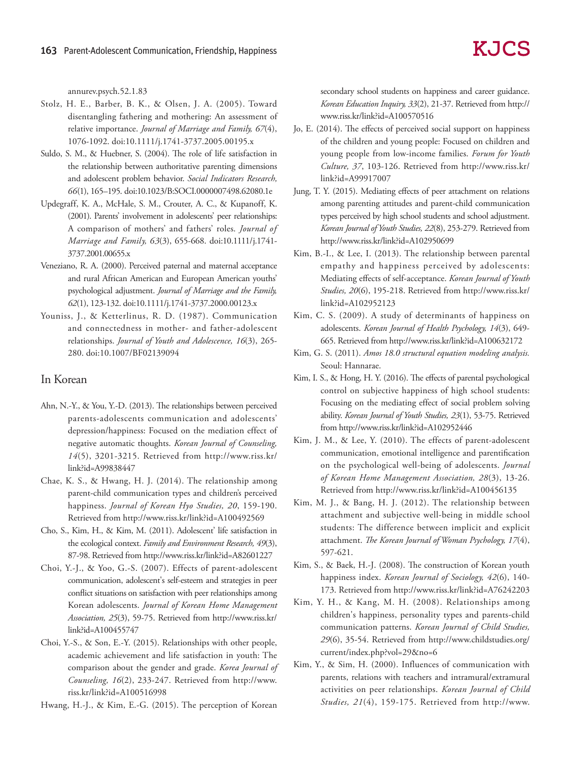annurev.psych.52.1.83

Stolz, H. E., Barber, B. K., & Olsen, J. A. (2005). Toward disentangling fathering and mothering: An assessment of relative importance. *Journal of Marriage and Family, 67*(4), 1076-1092. doi:10.1111/j.1741-3737.2005.00195.x

Suldo, S. M., & Huebner, S. (2004). The role of life satisfaction in the relationship between authoritative parenting dimensions and adolescent problem behavior. *Social Indicators Research, 66*(1), 165–195. doi:10.1023/B:SOCI.0000007498.62080.1e

Updegraff, K. A., McHale, S. M., Crouter, A. C., & Kupanoff, K. (2001). Parents' involvement in adolescents' peer relationships: A comparison of mothers' and fathers' roles. *Journal of Marriage and Family, 63*(3), 655-668. doi:10.1111/j.1741-3737.2001.00655.x

Veneziano, R. A. (2000). Perceived paternal and maternal acceptance and rural African American and European American youths' psychological adjustment. *Journal of Marriage and the Family, 62*(1), 123-132. doi:10.1111/j.1741-3737.2000.00123.x

Youniss, J., & Ketterlinus, R. D. (1987). Communication and connectedness in mother- and father-adolescent relationships. *Journal of Youth and Adolescence, 16*(3), 265-280. doi:10.1007/BF02139094

## In Korean

Ahn, N.-Y., & You, Y.-D. (2013). The relationships between perceived parents-adolescents communication and adolescents' depression/happiness: Focused on the mediation effect of negative automatic thoughts. *Korean Journal of Counseling, 14*(5), 3201-3215. Retrieved from http://www.riss.kr/link?id=A99838447

Chae, K. S., & Hwang, H. J. (2014). The relationship among parent-child communication types and children's perceived happiness. *Journal of Korean Hyo Studies, 20*, 159-190. Retrieved from http://www.riss.kr/link?id=A100492569

Cho, S., Kim, H., & Kim, M. (2011). Adolescent' life satisfaction in the ecological context. *Family and Environment Research, 49*(3), 87-98. Retrieved from http://www.riss.kr/link?id=A82601227

Choi, Y.-J., & Yoo, G.-S. (2007). Effects of parent-adolescent communication, adolescent's self-esteem and strategies in peer conflict situations on satisfaction with peer relationships among Korean adolescents. *Journal of Korean Home Management Association, 25*(3), 59-75. Retrieved from http://www.riss.kr/link?id=A100455747

Choi, Y.-S., & Son, E.-Y. (2015). Relationships with other people, academic achievement and life satisfaction in youth: The comparison about the gender and grade. *Korea Journal of Counseling, 16*(2), 233-247. Retrieved from http://www.riss.kr/link?id=A100516998

Hwang, H.-J., & Kim, E.-G. (2015). The perception of Korean secondary school students on happiness and career guidance. *Korean Education Inquiry, 33*(2), 21-37. Retrieved from http://www.riss.kr/link?id=A100570516

Jo, E. (2014). The effects of perceived social support on happiness of the children and young people: Focused on children and young people from low-income families. *Forum for Youth Culture, 37*, 103-126. Retrieved from http://www.riss.kr/link?id=A99917007

Jung, T. Y. (2015). Mediating effects of peer attachment on relations among parenting attitudes and parent-child communication types perceived by high school students and school adjustment. *Korean Journal of Youth Studies, 22*(8), 253-279. Retrieved from http://www.riss.kr/link?id=A102950699

Kim, B.-I., & Lee, I. (2013). The relationship between parental empathy and happiness perceived by adolescents: Mediating effects of self-acceptance. *Korean Journal of Youth Studies, 20*(6), 195-218. Retrieved from http://www.riss.kr/link?id=A102952123

Kim, C. S. (2009). A study of determinants of happiness on adolescents. *Korean Journal of Health Psychology, 14*(3), 649-665. Retrieved from http://www.riss.kr/link?id=A100632172

Kim, G. S. (2011). *Amos 18.0 structural equation modeling analysis.* Seoul: Hannarae.

Kim, I. S., & Hong, H. Y. (2016). The effects of parental psychological control on subjective happiness of high school students: Focusing on the mediating effect of social problem solving ability. *Korean Journal of Youth Studies, 23*(1), 53-75. Retrieved from http://www.riss.kr/link?id=A102952446

Kim, J. M., & Lee, Y. (2010). The effects of parent-adolescent communication, emotional intelligence and parentification on the psychological well-being of adolescents. *Journal of Korean Home Management Association, 28*(3), 13-26. Retrieved from http://www.riss.kr/link?id=A100456135

Kim, M. J., & Bang, H. J. (2012). The relationship between attachment and subjective well-being in middle school students: The difference between implicit and explicit attachment. *The Korean Journal of Woman Psychology, 17*(4), 597-621.

Kim, S., & Baek, H.-J. (2008). The construction of Korean youth happiness index. *Korean Journal of Sociology, 42*(6), 140-173. Retrieved from http://www.riss.kr/link?id=A76242203

Kim, Y. H., & Kang, M. H. (2008). Relationships among children's happiness, personality types and parents-child communication patterns. *Korean Journal of Child Studies, 29*(6), 35-54. Retrieved from http://www.childstudies.org/current/index.php?vol=29&no=6

Kim, Y., & Sim, H. (2000). Influences of communication with parents, relations with teachers and intramural/extramural activities on peer relationships. *Korean Journal of Child Studies, 21*(4), 159-175. Retrieved from http://www.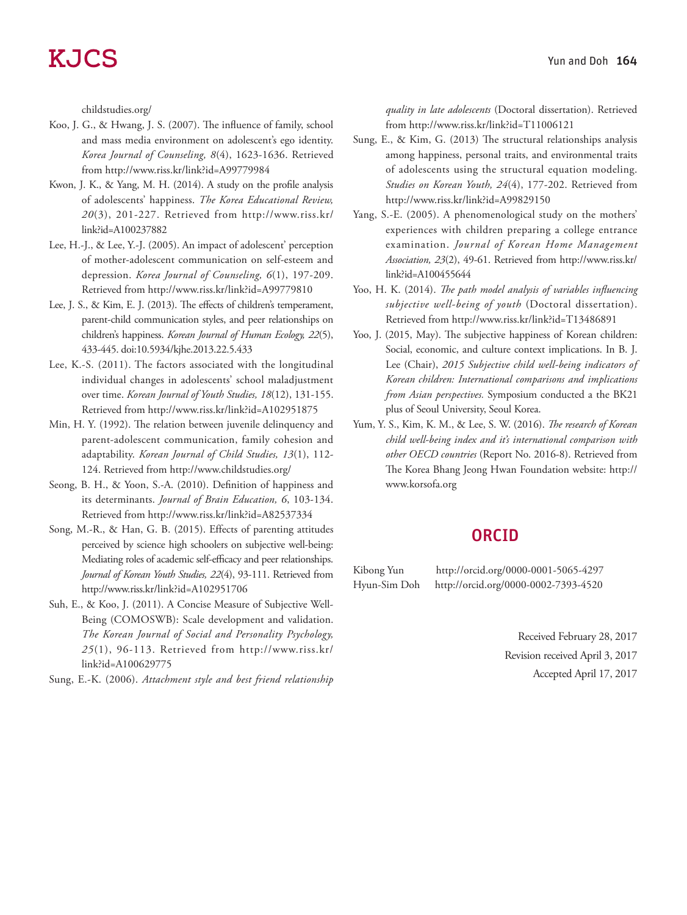childstudies.org/

Koo, J. G., & Hwang, J. S. (2007). The influence of family, school and mass media environment on adolescent's ego identity. *Korea Journal of Counseling, 8*(4), 1623-1636. Retrieved from http://www.riss.kr/link?id=A99779984

Kwon, J. K., & Yang, M. H. (2014). A study on the profile analysis of adolescents' happiness. *The Korea Educational Review, 20*(3), 201-227. Retrieved from http://www.riss.kr/link?id=A100237882

Lee, H.-J., & Lee, Y.-J. (2005). An impact of adolescent' perception of mother-adolescent communication on self-esteem and depression. *Korea Journal of Counseling, 6*(1), 197-209. Retrieved from http://www.riss.kr/link?id=A99779810

Lee, J. S., & Kim, E. J. (2013). The effects of children's temperament, parent-child communication styles, and peer relationships on children's happiness. *Korean Journal of Human Ecology, 22*(5), 433-445. doi:10.5934/kjhe.2013.22.5.433

Lee, K.-S. (2011). The factors associated with the longitudinal individual changes in adolescents' school maladjustment over time. *Korean Journal of Youth Studies, 18*(12), 131-155. Retrieved from http://www.riss.kr/link?id=A102951875

Min, H. Y. (1992). The relation between juvenile delinquency and parent-adolescent communication, family cohesion and adaptability. *Korean Journal of Child Studies, 13*(1), 112-124. Retrieved from http://www.childstudies.org/

Seong, B. H., & Yoon, S.-A. (2010). Definition of happiness and its determinants. *Journal of Brain Education, 6*, 103-134. Retrieved from http://www.riss.kr/link?id=A82537334

Song, M.-R., & Han, G. B. (2015). Effects of parenting attitudes perceived by science high schoolers on subjective well-being: Mediating roles of academic self-efficacy and peer relationships. *Journal of Korean Youth Studies, 22*(4), 93-111. Retrieved from http://www.riss.kr/link?id=A102951706

Suh, E., & Koo, J. (2011). A Concise Measure of Subjective Well-Being (COMOSWB): Scale development and validation. *The Korean Journal of Social and Personality Psychology, 25*(1), 96-113. Retrieved from http://www.riss.kr/link?id=A100629775

Sung, E.-K. (2006). *Attachment style and best friend relationship quality in late adolescents* (Doctoral dissertation). Retrieved from http://www.riss.kr/link?id=T11006121

Sung, E., & Kim, G. (2013) The structural relationships analysis among happiness, personal traits, and environmental traits of adolescents using the structural equation modeling. *Studies on Korean Youth, 24*(4), 177-202. Retrieved from http://www.riss.kr/link?id=A99829150

Yang, S.-E. (2005). A phenomenological study on the mothers' experiences with children preparing a college entrance examination. *Journal of Korean Home Management Association, 23*(2), 49-61. Retrieved from http://www.riss.kr/link?id=A100455644

Yoo, H. K. (2014). *The path model analysis of variables influencing subjective well-being of youth* (Doctoral dissertation). Retrieved from http://www.riss.kr/link?id=T13486891

Yoo, J. (2015, May). The subjective happiness of Korean children: Social, economic, and culture context implications. In B. J. Lee (Chair), *2015 Subjective child well-being indicators of Korean children: International comparisons and implications from Asian perspectives.* Symposium conducted a the BK21 plus of Seoul University, Seoul Korea.

Yum, Y. S., Kim, K. M., & Lee, S. W. (2016). *The research of Korean child well-being index and it's international comparison with other OECD countries* (Report No. 2016-8). Retrieved from The Korea Bhang Jeong Hwan Foundation website: http://www.korsofa.org

## ORCID

Kibong Yun http://orcid.org/0000-0001-5065-4297
Hyun-Sim Doh http://orcid.org/0000-0002-7393-4520

Received February 28, 2017
Revision received April 3, 2017
Accepted April 17, 2017